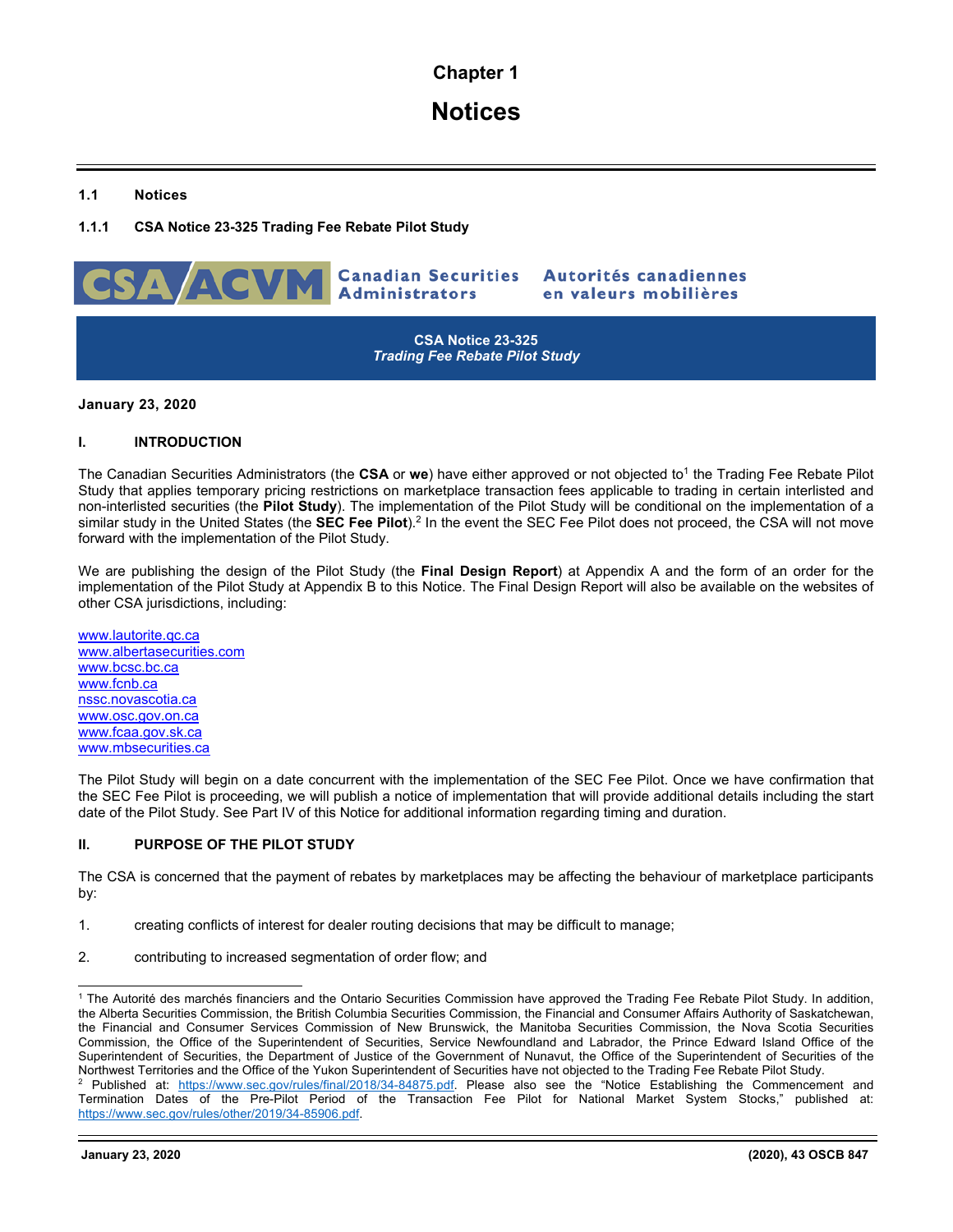# Chapter 1

# Notices

## 1.1 Notices

### 1.1.1 CSA Notice 23-325 Trading Fee Rebate Pilot Study

Canadian Securities Administrators — Autorités canadiennes en valeurs mobilières

**CSA Notice 23-325**
***Trading Fee Rebate Pilot Study***

**January 23, 2020**

### I. INTRODUCTION

The Canadian Securities Administrators (the **CSA** or **we**) have either approved or not objected to[1] the Trading Fee Rebate Pilot Study that applies temporary pricing restrictions on marketplace transaction fees applicable to trading in certain interlisted and non-interlisted securities (the **Pilot Study**). The implementation of the Pilot Study will be conditional on the implementation of a similar study in the United States (the **SEC Fee Pilot**).[2] In the event the SEC Fee Pilot does not proceed, the CSA will not move forward with the implementation of the Pilot Study.

We are publishing the design of the Pilot Study (the **Final Design Report**) at Appendix A and the form of an order for the implementation of the Pilot Study at Appendix B to this Notice. The Final Design Report will also be available on the websites of other CSA jurisdictions, including:

www.lautorite.qc.ca
www.albertasecurities.com
www.bcsc.bc.ca
www.fcnb.ca
nssc.novascotia.ca
www.osc.gov.on.ca
www.fcaa.gov.sk.ca
www.mbsecurities.ca

The Pilot Study will begin on a date concurrent with the implementation of the SEC Fee Pilot. Once we have confirmation that the SEC Fee Pilot is proceeding, we will publish a notice of implementation that will provide additional details including the start date of the Pilot Study. See Part IV of this Notice for additional information regarding timing and duration.

### II. PURPOSE OF THE PILOT STUDY

The CSA is concerned that the payment of rebates by marketplaces may be affecting the behaviour of marketplace participants by:

1. creating conflicts of interest for dealer routing decisions that may be difficult to manage;

2. contributing to increased segmentation of order flow; and

---

[1] The Autorité des marchés financiers and the Ontario Securities Commission have approved the Trading Fee Rebate Pilot Study. In addition, the Alberta Securities Commission, the British Columbia Securities Commission, the Financial and Consumer Affairs Authority of Saskatchewan, the Financial and Consumer Services Commission of New Brunswick, the Manitoba Securities Commission, the Nova Scotia Securities Commission, the Office of the Superintendent of Securities, Service Newfoundland and Labrador, the Prince Edward Island Office of the Superintendent of Securities, the Department of Justice of the Government of Nunavut, the Office of the Superintendent of Securities of the Northwest Territories and the Office of the Yukon Superintendent of Securities have not objected to the Trading Fee Rebate Pilot Study.

[2] Published at: https://www.sec.gov/rules/final/2018/34-84875.pdf. Please also see the "Notice Establishing the Commencement and Termination Dates of the Pre-Pilot Period of the Transaction Fee Pilot for National Market System Stocks," published at: https://www.sec.gov/rules/other/2019/34-85906.pdf.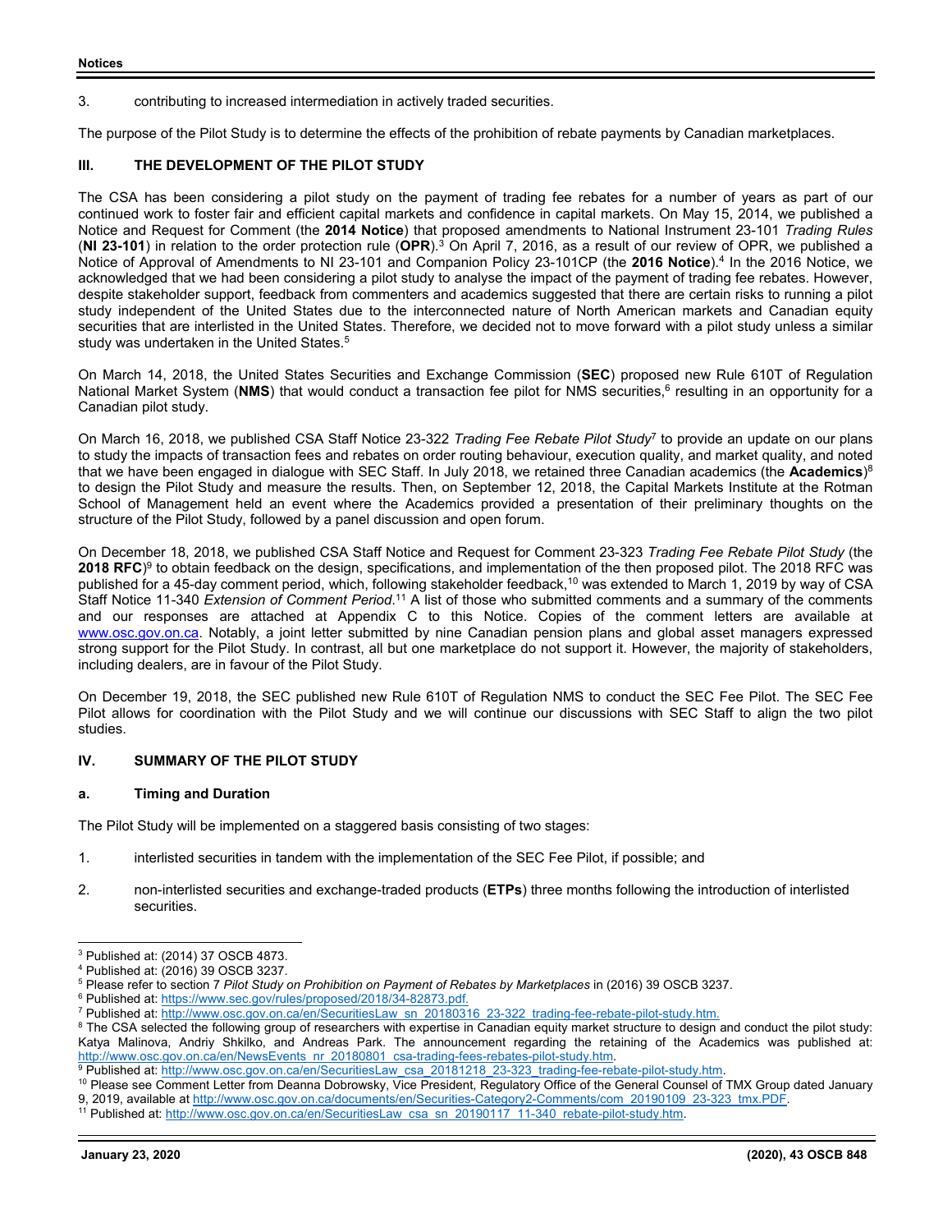3. contributing to increased intermediation in actively traded securities.

The purpose of the Pilot Study is to determine the effects of the prohibition of rebate payments by Canadian marketplaces.

## III. THE DEVELOPMENT OF THE PILOT STUDY

The CSA has been considering a pilot study on the payment of trading fee rebates for a number of years as part of our continued work to foster fair and efficient capital markets and confidence in capital markets. On May 15, 2014, we published a Notice and Request for Comment (the **2014 Notice**) that proposed amendments to National Instrument 23-101 *Trading Rules* (**NI 23-101**) in relation to the order protection rule (**OPR**).[3] On April 7, 2016, as a result of our review of OPR, we published a Notice of Approval of Amendments to NI 23-101 and Companion Policy 23-101CP (the **2016 Notice**).[4] In the 2016 Notice, we acknowledged that we had been considering a pilot study to analyse the impact of the payment of trading fee rebates. However, despite stakeholder support, feedback from commenters and academics suggested that there are certain risks to running a pilot study independent of the United States due to the interconnected nature of North American markets and Canadian equity securities that are interlisted in the United States. Therefore, we decided not to move forward with a pilot study unless a similar study was undertaken in the United States.[5]

On March 14, 2018, the United States Securities and Exchange Commission (**SEC**) proposed new Rule 610T of Regulation National Market System (**NMS**) that would conduct a transaction fee pilot for NMS securities,[6] resulting in an opportunity for a Canadian pilot study.

On March 16, 2018, we published CSA Staff Notice 23-322 *Trading Fee Rebate Pilot Study*[7] to provide an update on our plans to study the impacts of transaction fees and rebates on order routing behaviour, execution quality, and market quality, and noted that we have been engaged in dialogue with SEC Staff. In July 2018, we retained three Canadian academics (the **Academics**)[8] to design the Pilot Study and measure the results. Then, on September 12, 2018, the Capital Markets Institute at the Rotman School of Management held an event where the Academics provided a presentation of their preliminary thoughts on the structure of the Pilot Study, followed by a panel discussion and open forum.

On December 18, 2018, we published CSA Staff Notice and Request for Comment 23-323 *Trading Fee Rebate Pilot Study* (the **2018 RFC**)[9] to obtain feedback on the design, specifications, and implementation of the then proposed pilot. The 2018 RFC was published for a 45-day comment period, which, following stakeholder feedback,[10] was extended to March 1, 2019 by way of CSA Staff Notice 11-340 *Extension of Comment Period*.[11] A list of those who submitted comments and a summary of the comments and our responses are attached at Appendix C to this Notice. Copies of the comment letters are available at www.osc.gov.on.ca. Notably, a joint letter submitted by nine Canadian pension plans and global asset managers expressed strong support for the Pilot Study. In contrast, all but one marketplace do not support it. However, the majority of stakeholders, including dealers, are in favour of the Pilot Study.

On December 19, 2018, the SEC published new Rule 610T of Regulation NMS to conduct the SEC Fee Pilot. The SEC Fee Pilot allows for coordination with the Pilot Study and we will continue our discussions with SEC Staff to align the two pilot studies.

## IV. SUMMARY OF THE PILOT STUDY

### a. Timing and Duration

The Pilot Study will be implemented on a staggered basis consisting of two stages:

1. interlisted securities in tandem with the implementation of the SEC Fee Pilot, if possible; and
2. non-interlisted securities and exchange-traded products (**ETPs**) three months following the introduction of interlisted securities.

---

[3] Published at: (2014) 37 OSCB 4873.

[4] Published at: (2016) 39 OSCB 3237.

[5] Please refer to section 7 *Pilot Study on Prohibition on Payment of Rebates by Marketplaces* in (2016) 39 OSCB 3237.

[6] Published at: https://www.sec.gov/rules/proposed/2018/34-82873.pdf.

[7] Published at: http://www.osc.gov.on.ca/en/SecuritiesLaw_sn_20180316_23-322_trading-fee-rebate-pilot-study.htm.

[8] The CSA selected the following group of researchers with expertise in Canadian equity market structure to design and conduct the pilot study: Katya Malinova, Andriy Shkilko, and Andreas Park. The announcement regarding the retaining of the Academics was published at: http://www.osc.gov.on.ca/en/NewsEvents_nr_20180801_csa-trading-fees-rebates-pilot-study.htm.

[9] Published at: http://www.osc.gov.on.ca/en/SecuritiesLaw_csa_20181218_23-323_trading-fee-rebate-pilot-study.htm.

[10] Please see Comment Letter from Deanna Dobrowsky, Vice President, Regulatory Office of the General Counsel of TMX Group dated January 9, 2019, available at http://www.osc.gov.on.ca/documents/en/Securities-Category2-Comments/com_20190109_23-323_tmx.PDF.

[11] Published at: http://www.osc.gov.on.ca/en/SecuritiesLaw_csa_sn_20190117_11-340_rebate-pilot-study.htm.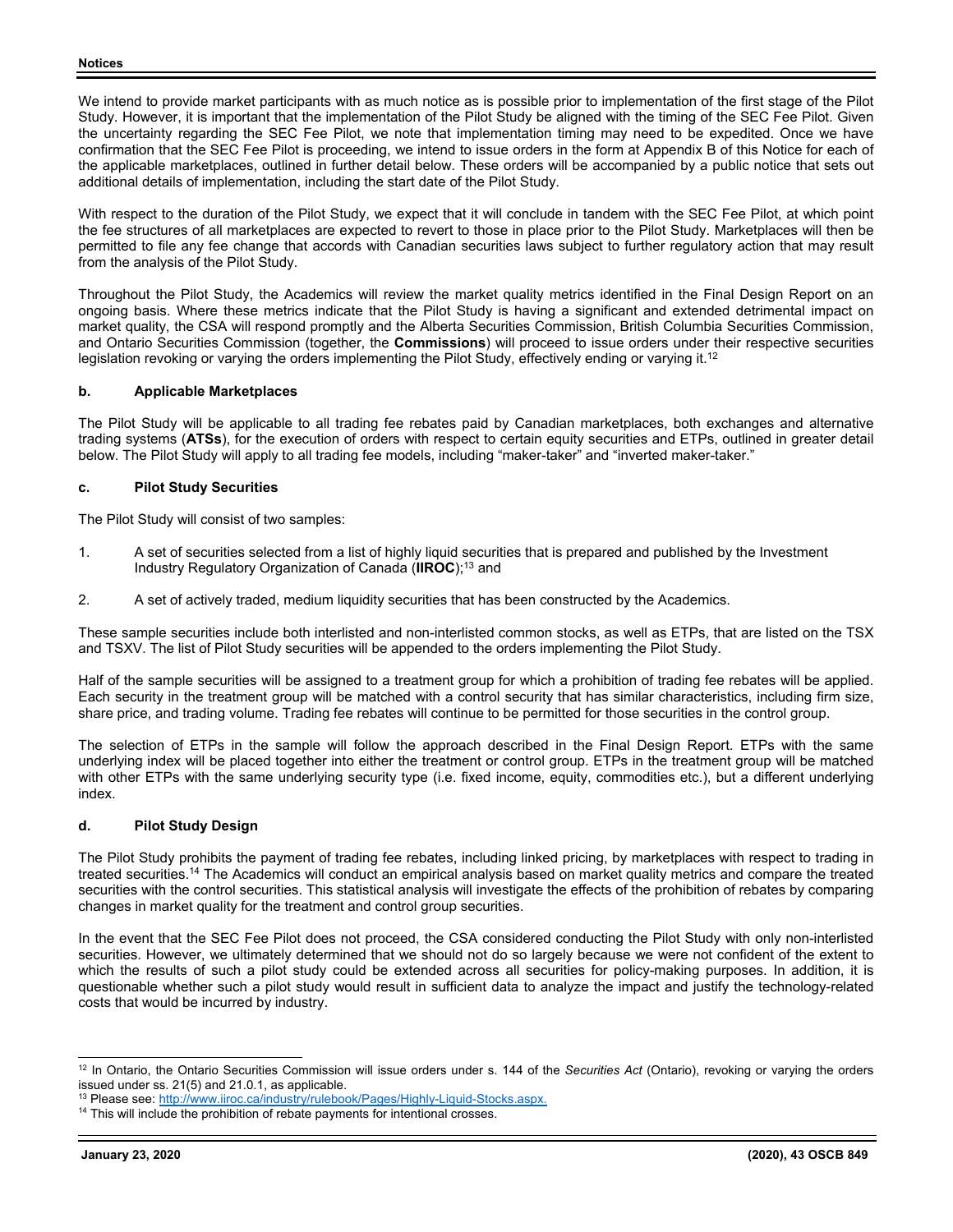We intend to provide market participants with as much notice as is possible prior to implementation of the first stage of the Pilot Study. However, it is important that the implementation of the Pilot Study be aligned with the timing of the SEC Fee Pilot. Given the uncertainty regarding the SEC Fee Pilot, we note that implementation timing may need to be expedited. Once we have confirmation that the SEC Fee Pilot is proceeding, we intend to issue orders in the form at Appendix B of this Notice for each of the applicable marketplaces, outlined in further detail below. These orders will be accompanied by a public notice that sets out additional details of implementation, including the start date of the Pilot Study.

With respect to the duration of the Pilot Study, we expect that it will conclude in tandem with the SEC Fee Pilot, at which point the fee structures of all marketplaces are expected to revert to those in place prior to the Pilot Study. Marketplaces will then be permitted to file any fee change that accords with Canadian securities laws subject to further regulatory action that may result from the analysis of the Pilot Study.

Throughout the Pilot Study, the Academics will review the market quality metrics identified in the Final Design Report on an ongoing basis. Where these metrics indicate that the Pilot Study is having a significant and extended detrimental impact on market quality, the CSA will respond promptly and the Alberta Securities Commission, British Columbia Securities Commission, and Ontario Securities Commission (together, the **Commissions**) will proceed to issue orders under their respective securities legislation revoking or varying the orders implementing the Pilot Study, effectively ending or varying it.[12]

### b. Applicable Marketplaces

The Pilot Study will be applicable to all trading fee rebates paid by Canadian marketplaces, both exchanges and alternative trading systems (**ATSs**), for the execution of orders with respect to certain equity securities and ETPs, outlined in greater detail below. The Pilot Study will apply to all trading fee models, including "maker-taker" and "inverted maker-taker."

### c. Pilot Study Securities

The Pilot Study will consist of two samples:

1. A set of securities selected from a list of highly liquid securities that is prepared and published by the Investment Industry Regulatory Organization of Canada (**IIROC**);[13] and

2. A set of actively traded, medium liquidity securities that has been constructed by the Academics.

These sample securities include both interlisted and non-interlisted common stocks, as well as ETPs, that are listed on the TSX and TSXV. The list of Pilot Study securities will be appended to the orders implementing the Pilot Study.

Half of the sample securities will be assigned to a treatment group for which a prohibition of trading fee rebates will be applied. Each security in the treatment group will be matched with a control security that has similar characteristics, including firm size, share price, and trading volume. Trading fee rebates will continue to be permitted for those securities in the control group.

The selection of ETPs in the sample will follow the approach described in the Final Design Report. ETPs with the same underlying index will be placed together into either the treatment or control group. ETPs in the treatment group will be matched with other ETPs with the same underlying security type (i.e. fixed income, equity, commodities etc.), but a different underlying index.

### d. Pilot Study Design

The Pilot Study prohibits the payment of trading fee rebates, including linked pricing, by marketplaces with respect to trading in treated securities.[14] The Academics will conduct an empirical analysis based on market quality metrics and compare the treated securities with the control securities. This statistical analysis will investigate the effects of the prohibition of rebates by comparing changes in market quality for the treatment and control group securities.

In the event that the SEC Fee Pilot does not proceed, the CSA considered conducting the Pilot Study with only non-interlisted securities. However, we ultimately determined that we should not do so largely because we were not confident of the extent to which the results of such a pilot study could be extended across all securities for policy-making purposes. In addition, it is questionable whether such a pilot study would result in sufficient data to analyze the impact and justify the technology-related costs that would be incurred by industry.

---

[12] In Ontario, the Ontario Securities Commission will issue orders under s. 144 of the *Securities Act* (Ontario), revoking or varying the orders issued under ss. 21(5) and 21.0.1, as applicable.

[13] Please see: http://www.iiroc.ca/industry/rulebook/Pages/Highly-Liquid-Stocks.aspx.

[14] This will include the prohibition of rebate payments for intentional crosses.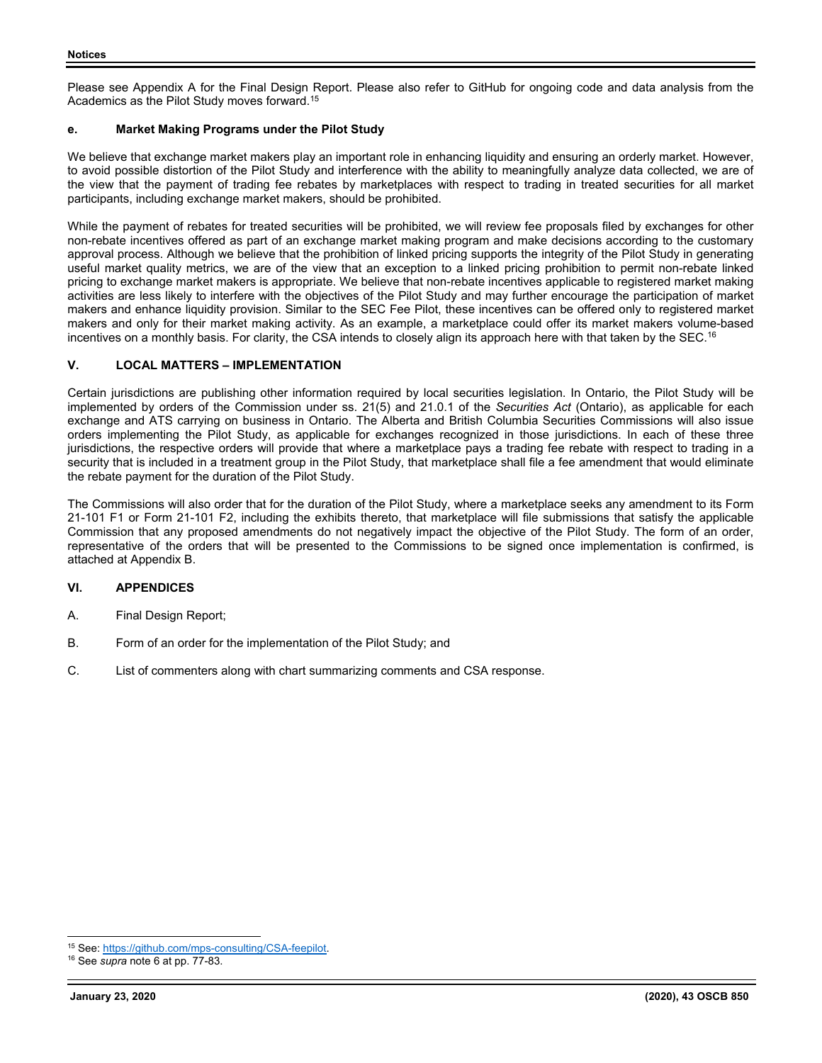Please see Appendix A for the Final Design Report. Please also refer to GitHub for ongoing code and data analysis from the Academics as the Pilot Study moves forward.[15]

#### e. Market Making Programs under the Pilot Study

We believe that exchange market makers play an important role in enhancing liquidity and ensuring an orderly market. However, to avoid possible distortion of the Pilot Study and interference with the ability to meaningfully analyze data collected, we are of the view that the payment of trading fee rebates by marketplaces with respect to trading in treated securities for all market participants, including exchange market makers, should be prohibited.

While the payment of rebates for treated securities will be prohibited, we will review fee proposals filed by exchanges for other non-rebate incentives offered as part of an exchange market making program and make decisions according to the customary approval process. Although we believe that the prohibition of linked pricing supports the integrity of the Pilot Study in generating useful market quality metrics, we are of the view that an exception to a linked pricing prohibition to permit non-rebate linked pricing to exchange market makers is appropriate. We believe that non-rebate incentives applicable to registered market making activities are less likely to interfere with the objectives of the Pilot Study and may further encourage the participation of market makers and enhance liquidity provision. Similar to the SEC Fee Pilot, these incentives can be offered only to registered market makers and only for their market making activity. As an example, a marketplace could offer its market makers volume-based incentives on a monthly basis. For clarity, the CSA intends to closely align its approach here with that taken by the SEC.[16]

### V. LOCAL MATTERS – IMPLEMENTATION

Certain jurisdictions are publishing other information required by local securities legislation. In Ontario, the Pilot Study will be implemented by orders of the Commission under ss. 21(5) and 21.0.1 of the *Securities Act* (Ontario), as applicable for each exchange and ATS carrying on business in Ontario. The Alberta and British Columbia Securities Commissions will also issue orders implementing the Pilot Study, as applicable for exchanges recognized in those jurisdictions. In each of these three jurisdictions, the respective orders will provide that where a marketplace pays a trading fee rebate with respect to trading in a security that is included in a treatment group in the Pilot Study, that marketplace shall file a fee amendment that would eliminate the rebate payment for the duration of the Pilot Study.

The Commissions will also order that for the duration of the Pilot Study, where a marketplace seeks any amendment to its Form 21-101 F1 or Form 21-101 F2, including the exhibits thereto, that marketplace will file submissions that satisfy the applicable Commission that any proposed amendments do not negatively impact the objective of the Pilot Study. The form of an order, representative of the orders that will be presented to the Commissions to be signed once implementation is confirmed, is attached at Appendix B.

### VI. APPENDICES

A. Final Design Report;

B. Form of an order for the implementation of the Pilot Study; and

C. List of commenters along with chart summarizing comments and CSA response.

---

[15] See: https://github.com/mps-consulting/CSA-feepilot.

[16] See *supra* note 6 at pp. 77-83.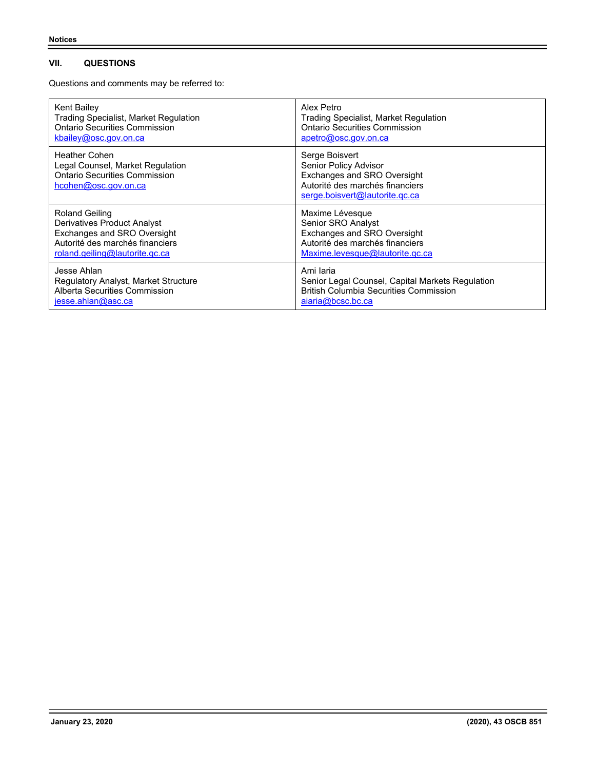## VII. QUESTIONS

Questions and comments may be referred to:

| | |
|---|---|
| Kent Bailey<br>Trading Specialist, Market Regulation<br>Ontario Securities Commission<br>kbailey@osc.gov.on.ca | Alex Petro<br>Trading Specialist, Market Regulation<br>Ontario Securities Commission<br>apetro@osc.gov.on.ca |
| Heather Cohen<br>Legal Counsel, Market Regulation<br>Ontario Securities Commission<br>hcohen@osc.gov.on.ca | Serge Boisvert<br>Senior Policy Advisor<br>Exchanges and SRO Oversight<br>Autorité des marchés financiers<br>serge.boisvert@lautorite.qc.ca |
| Roland Geiling<br>Derivatives Product Analyst<br>Exchanges and SRO Oversight<br>Autorité des marchés financiers<br>roland.geiling@lautorite.qc.ca | Maxime Lévesque<br>Senior SRO Analyst<br>Exchanges and SRO Oversight<br>Autorité des marchés financiers<br>Maxime.levesque@lautorite.qc.ca |
| Jesse Ahlan<br>Regulatory Analyst, Market Structure<br>Alberta Securities Commission<br>jesse.ahlan@asc.ca | Ami Iaria<br>Senior Legal Counsel, Capital Markets Regulation<br>British Columbia Securities Commission<br>aiaria@bcsc.bc.ca |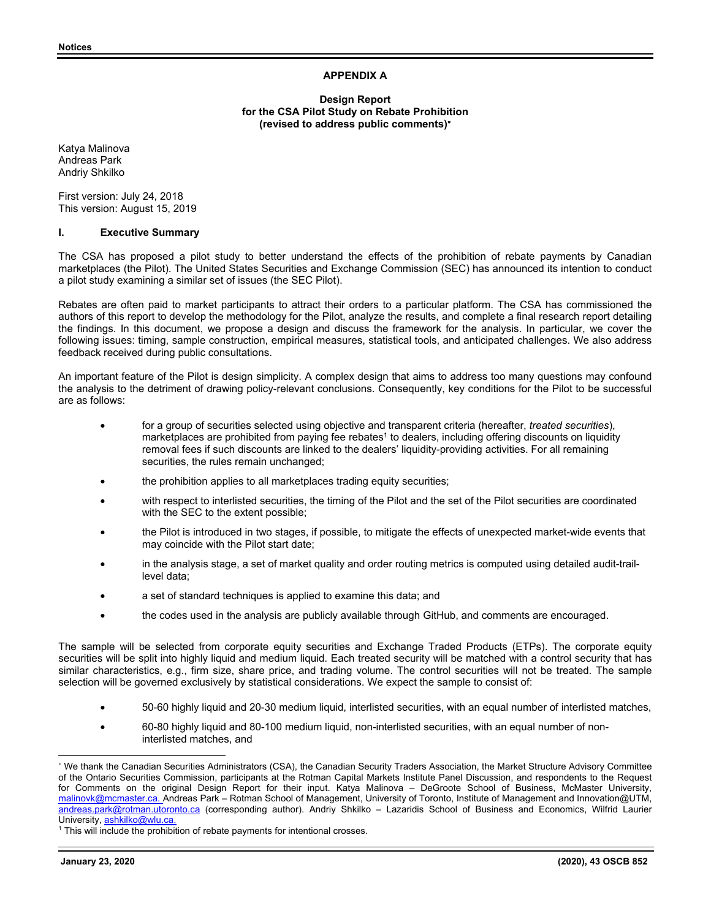**APPENDIX A**

**Design Report**
**for the CSA Pilot Study on Rebate Prohibition**
**(revised to address public comments)[*]**

Katya Malinova
Andreas Park
Andriy Shkilko

First version: July 24, 2018
This version: August 15, 2019

## I. Executive Summary

The CSA has proposed a pilot study to better understand the effects of the prohibition of rebate payments by Canadian marketplaces (the Pilot). The United States Securities and Exchange Commission (SEC) has announced its intention to conduct a pilot study examining a similar set of issues (the SEC Pilot).

Rebates are often paid to market participants to attract their orders to a particular platform. The CSA has commissioned the authors of this report to develop the methodology for the Pilot, analyze the results, and complete a final research report detailing the findings. In this document, we propose a design and discuss the framework for the analysis. In particular, we cover the following issues: timing, sample construction, empirical measures, statistical tools, and anticipated challenges. We also address feedback received during public consultations.

An important feature of the Pilot is design simplicity. A complex design that aims to address too many questions may confound the analysis to the detriment of drawing policy-relevant conclusions. Consequently, key conditions for the Pilot to be successful are as follows:

- for a group of securities selected using objective and transparent criteria (hereafter, *treated securities*), marketplaces are prohibited from paying fee rebates[1] to dealers, including offering discounts on liquidity removal fees if such discounts are linked to the dealers' liquidity-providing activities. For all remaining securities, the rules remain unchanged;
- the prohibition applies to all marketplaces trading equity securities;
- with respect to interlisted securities, the timing of the Pilot and the set of the Pilot securities are coordinated with the SEC to the extent possible;
- the Pilot is introduced in two stages, if possible, to mitigate the effects of unexpected market-wide events that may coincide with the Pilot start date;
- in the analysis stage, a set of market quality and order routing metrics is computed using detailed audit-trail-level data;
- a set of standard techniques is applied to examine this data; and
- the codes used in the analysis are publicly available through GitHub, and comments are encouraged.

The sample will be selected from corporate equity securities and Exchange Traded Products (ETPs). The corporate equity securities will be split into highly liquid and medium liquid. Each treated security will be matched with a control security that has similar characteristics, e.g., firm size, share price, and trading volume. The control securities will not be treated. The sample selection will be governed exclusively by statistical considerations. We expect the sample to consist of:

- 50-60 highly liquid and 20-30 medium liquid, interlisted securities, with an equal number of interlisted matches,
- 60-80 highly liquid and 80-100 medium liquid, non-interlisted securities, with an equal number of non-interlisted matches, and

---

[*] We thank the Canadian Securities Administrators (CSA), the Canadian Security Traders Association, the Market Structure Advisory Committee of the Ontario Securities Commission, participants at the Rotman Capital Markets Institute Panel Discussion, and respondents to the Request for Comments on the original Design Report for their input. Katya Malinova – DeGroote School of Business, McMaster University, malinovk@mcmaster.ca. Andreas Park – Rotman School of Management, University of Toronto, Institute of Management and Innovation@UTM, andreas.park@rotman.utoronto.ca (corresponding author). Andriy Shkilko – Lazaridis School of Business and Economics, Wilfrid Laurier University, ashkilko@wlu.ca.

[1] This will include the prohibition of rebate payments for intentional crosses.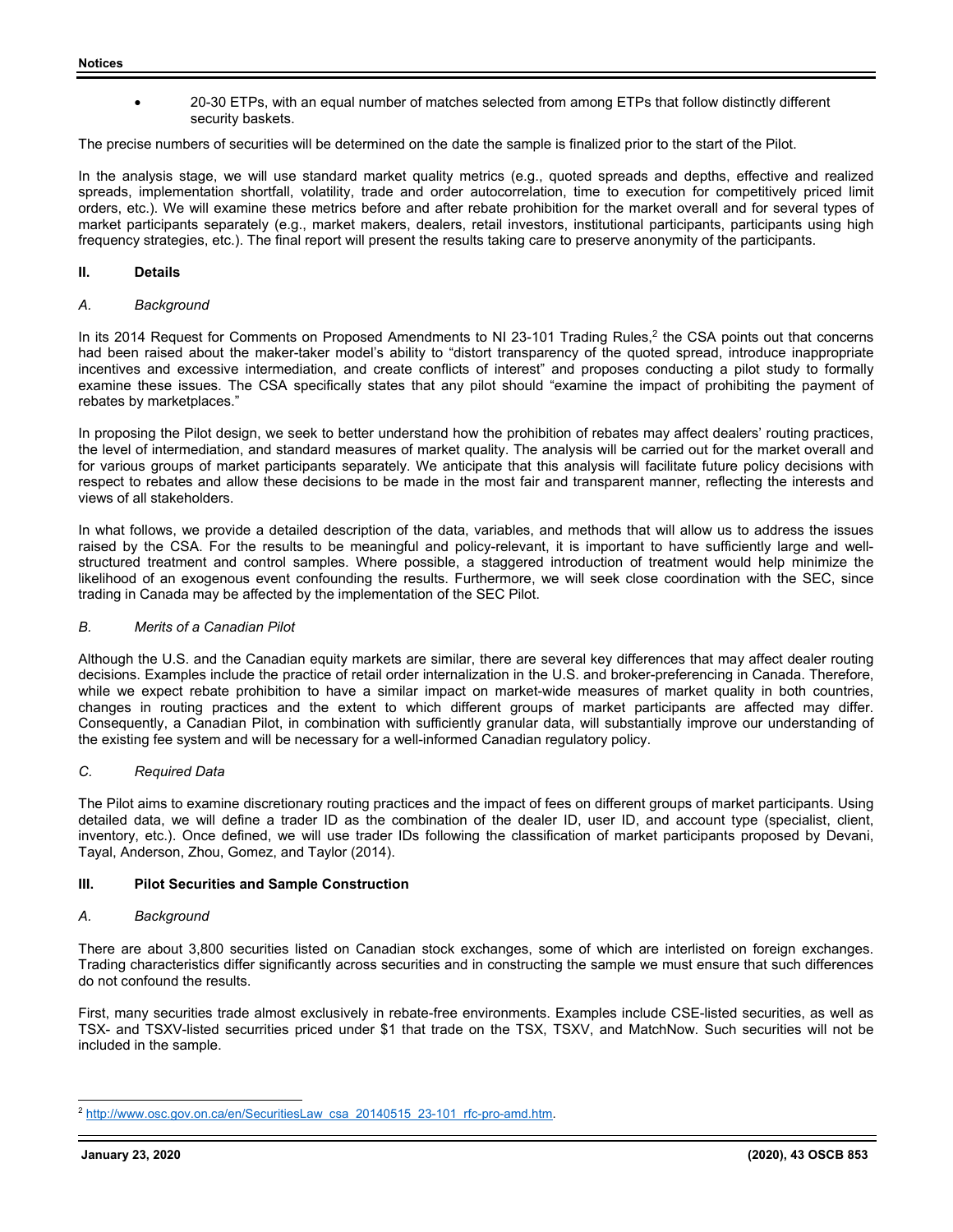- 20-30 ETPs, with an equal number of matches selected from among ETPs that follow distinctly different security baskets.

The precise numbers of securities will be determined on the date the sample is finalized prior to the start of the Pilot.

In the analysis stage, we will use standard market quality metrics (e.g., quoted spreads and depths, effective and realized spreads, implementation shortfall, volatility, trade and order autocorrelation, time to execution for competitively priced limit orders, etc.). We will examine these metrics before and after rebate prohibition for the market overall and for several types of market participants separately (e.g., market makers, dealers, retail investors, institutional participants, participants using high frequency strategies, etc.). The final report will present the results taking care to preserve anonymity of the participants.

## II. Details

### *A. Background*

In its 2014 Request for Comments on Proposed Amendments to NI 23-101 Trading Rules,[2] the CSA points out that concerns had been raised about the maker-taker model's ability to "distort transparency of the quoted spread, introduce inappropriate incentives and excessive intermediation, and create conflicts of interest" and proposes conducting a pilot study to formally examine these issues. The CSA specifically states that any pilot should "examine the impact of prohibiting the payment of rebates by marketplaces."

In proposing the Pilot design, we seek to better understand how the prohibition of rebates may affect dealers' routing practices, the level of intermediation, and standard measures of market quality. The analysis will be carried out for the market overall and for various groups of market participants separately. We anticipate that this analysis will facilitate future policy decisions with respect to rebates and allow these decisions to be made in the most fair and transparent manner, reflecting the interests and views of all stakeholders.

In what follows, we provide a detailed description of the data, variables, and methods that will allow us to address the issues raised by the CSA. For the results to be meaningful and policy-relevant, it is important to have sufficiently large and well-structured treatment and control samples. Where possible, a staggered introduction of treatment would help minimize the likelihood of an exogenous event confounding the results. Furthermore, we will seek close coordination with the SEC, since trading in Canada may be affected by the implementation of the SEC Pilot.

### *B. Merits of a Canadian Pilot*

Although the U.S. and the Canadian equity markets are similar, there are several key differences that may affect dealer routing decisions. Examples include the practice of retail order internalization in the U.S. and broker-preferencing in Canada. Therefore, while we expect rebate prohibition to have a similar impact on market-wide measures of market quality in both countries, changes in routing practices and the extent to which different groups of market participants are affected may differ. Consequently, a Canadian Pilot, in combination with sufficiently granular data, will substantially improve our understanding of the existing fee system and will be necessary for a well-informed Canadian regulatory policy.

### *C. Required Data*

The Pilot aims to examine discretionary routing practices and the impact of fees on different groups of market participants. Using detailed data, we will define a trader ID as the combination of the dealer ID, user ID, and account type (specialist, client, inventory, etc.). Once defined, we will use trader IDs following the classification of market participants proposed by Devani, Tayal, Anderson, Zhou, Gomez, and Taylor (2014).

## III. Pilot Securities and Sample Construction

### *A. Background*

There are about 3,800 securities listed on Canadian stock exchanges, some of which are interlisted on foreign exchanges. Trading characteristics differ significantly across securities and in constructing the sample we must ensure that such differences do not confound the results.

First, many securities trade almost exclusively in rebate-free environments. Examples include CSE-listed securities, as well as TSX- and TSXV-listed securrities priced under $1 that trade on the TSX, TSXV, and MatchNow. Such securities will not be included in the sample.

---

[2] http://www.osc.gov.on.ca/en/SecuritiesLaw_csa_20140515_23-101_rfc-pro-amd.htm.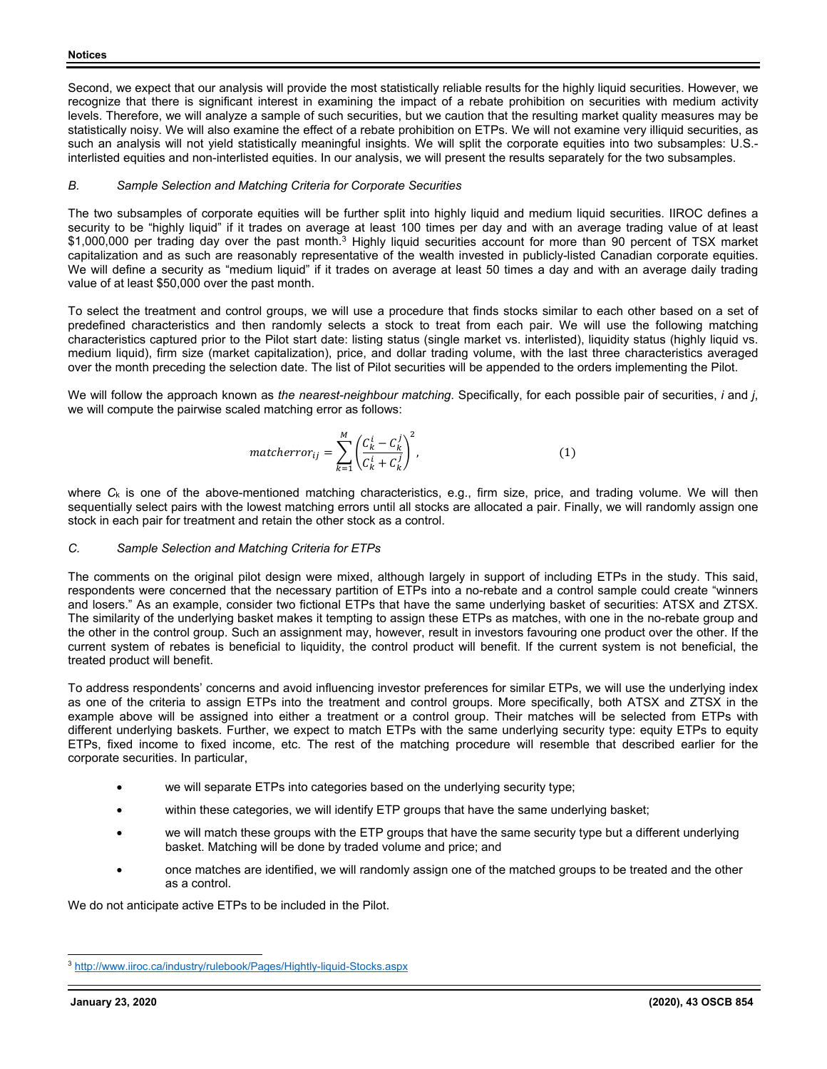Second, we expect that our analysis will provide the most statistically reliable results for the highly liquid securities. However, we recognize that there is significant interest in examining the impact of a rebate prohibition on securities with medium activity levels. Therefore, we will analyze a sample of such securities, but we caution that the resulting market quality measures may be statistically noisy. We will also examine the effect of a rebate prohibition on ETPs. We will not examine very illiquid securities, as such an analysis will not yield statistically meaningful insights. We will split the corporate equities into two subsamples: U.S.-interlisted equities and non-interlisted equities. In our analysis, we will present the results separately for the two subsamples.

*B. Sample Selection and Matching Criteria for Corporate Securities*

The two subsamples of corporate equities will be further split into highly liquid and medium liquid securities. IIROC defines a security to be "highly liquid" if it trades on average at least 100 times per day and with an average trading value of at least $1,000,000 per trading day over the past month.[3] Highly liquid securities account for more than 90 percent of TSX market capitalization and as such are reasonably representative of the wealth invested in publicly-listed Canadian corporate equities. We will define a security as "medium liquid" if it trades on average at least 50 times a day and with an average daily trading value of at least $50,000 over the past month.

To select the treatment and control groups, we will use a procedure that finds stocks similar to each other based on a set of predefined characteristics and then randomly selects a stock to treat from each pair. We will use the following matching characteristics captured prior to the Pilot start date: listing status (single market vs. interlisted), liquidity status (highly liquid vs. medium liquid), firm size (market capitalization), price, and dollar trading volume, with the last three characteristics averaged over the month preceding the selection date. The list of Pilot securities will be appended to the orders implementing the Pilot.

We will follow the approach known as *the nearest-neighbour matching*. Specifically, for each possible pair of securities, *i* and *j*, we will compute the pairwise scaled matching error as follows:

$$matcherror_{ij} = \sum_{k=1}^{M} \left( \frac{C_k^i - C_k^j}{C_k^i + C_k^j} \right)^2, \qquad (1)$$

where $C_k$ is one of the above-mentioned matching characteristics, e.g., firm size, price, and trading volume. We will then sequentially select pairs with the lowest matching errors until all stocks are allocated a pair. Finally, we will randomly assign one stock in each pair for treatment and retain the other stock as a control.

*C. Sample Selection and Matching Criteria for ETPs*

The comments on the original pilot design were mixed, although largely in support of including ETPs in the study. This said, respondents were concerned that the necessary partition of ETPs into a no-rebate and a control sample could create "winners and losers." As an example, consider two fictional ETPs that have the same underlying basket of securities: ATSX and ZTSX. The similarity of the underlying basket makes it tempting to assign these ETPs as matches, with one in the no-rebate group and the other in the control group. Such an assignment may, however, result in investors favouring one product over the other. If the current system of rebates is beneficial to liquidity, the control product will benefit. If the current system is not beneficial, the treated product will benefit.

To address respondents' concerns and avoid influencing investor preferences for similar ETPs, we will use the underlying index as one of the criteria to assign ETPs into the treatment and control groups. More specifically, both ATSX and ZTSX in the example above will be assigned into either a treatment or a control group. Their matches will be selected from ETPs with different underlying baskets. Further, we expect to match ETPs with the same underlying security type: equity ETPs to equity ETPs, fixed income to fixed income, etc. The rest of the matching procedure will resemble that described earlier for the corporate securities. In particular,

- we will separate ETPs into categories based on the underlying security type;
- within these categories, we will identify ETP groups that have the same underlying basket;
- we will match these groups with the ETP groups that have the same security type but a different underlying basket. Matching will be done by traded volume and price; and
- once matches are identified, we will randomly assign one of the matched groups to be treated and the other as a control.

We do not anticipate active ETPs to be included in the Pilot.

[3] http://www.iiroc.ca/industry/rulebook/Pages/Hightly-liquid-Stocks.aspx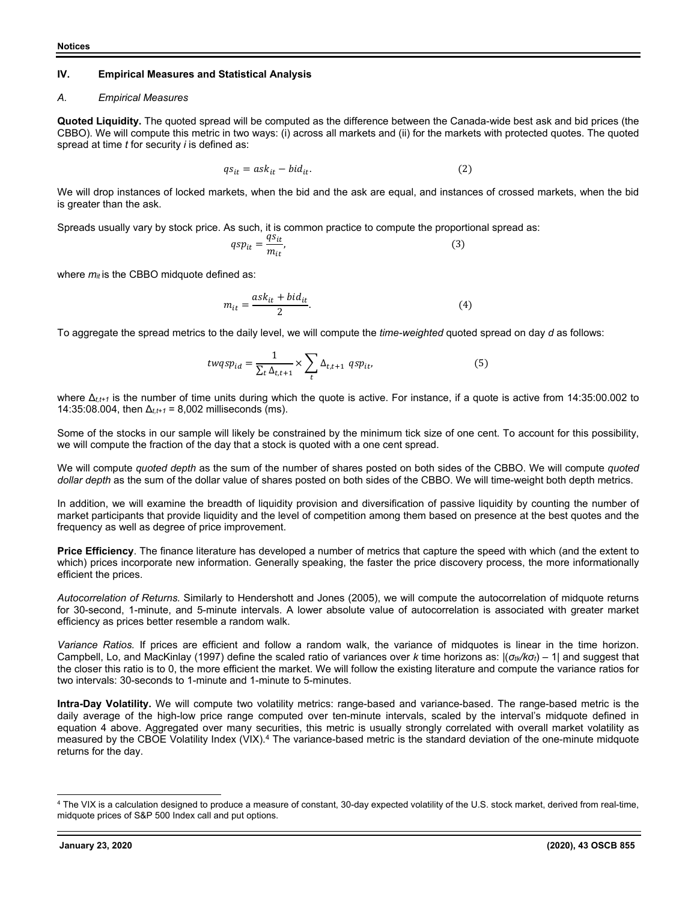## IV. Empirical Measures and Statistical Analysis

### *A. Empirical Measures*

**Quoted Liquidity.** The quoted spread will be computed as the difference between the Canada-wide best ask and bid prices (the CBBO). We will compute this metric in two ways: (i) across all markets and (ii) for the markets with protected quotes. The quoted spread at time *t* for security *i* is defined as:

$$qs_{it} = ask_{it} - bid_{it}. \tag{2}$$

We will drop instances of locked markets, when the bid and the ask are equal, and instances of crossed markets, when the bid is greater than the ask.

Spreads usually vary by stock price. As such, it is common practice to compute the proportional spread as:

$$qsp_{it} = \frac{qs_{it}}{m_{it}}, \tag{3}$$

where $m_{it}$ is the CBBO midquote defined as:

$$m_{it} = \frac{ask_{it} + bid_{it}}{2}. \tag{4}$$

To aggregate the spread metrics to the daily level, we will compute the *time-weighted* quoted spread on day *d* as follows:

$$twqsp_{id} = \frac{1}{\sum_t \Delta_{t,t+1}} \times \sum_t \Delta_{t,t+1}\ qsp_{it}, \tag{5}$$

where $\Delta_{t,t+1}$ is the number of time units during which the quote is active. For instance, if a quote is active from 14:35:00.002 to 14:35:08.004, then $\Delta_{t,t+1}$ = 8,002 milliseconds (ms).

Some of the stocks in our sample will likely be constrained by the minimum tick size of one cent. To account for this possibility, we will compute the fraction of the day that a stock is quoted with a one cent spread.

We will compute *quoted depth* as the sum of the number of shares posted on both sides of the CBBO. We will compute *quoted dollar depth* as the sum of the dollar value of shares posted on both sides of the CBBO. We will time-weight both depth metrics.

In addition, we will examine the breadth of liquidity provision and diversification of passive liquidity by counting the number of market participants that provide liquidity and the level of competition among them based on presence at the best quotes and the frequency as well as degree of price improvement.

**Price Efficiency**. The finance literature has developed a number of metrics that capture the speed with which (and the extent to which) prices incorporate new information. Generally speaking, the faster the price discovery process, the more informationally efficient the prices.

*Autocorrelation of Returns.* Similarly to Hendershott and Jones (2005), we will compute the autocorrelation of midquote returns for 30-second, 1-minute, and 5-minute intervals. A lower absolute value of autocorrelation is associated with greater market efficiency as prices better resemble a random walk.

*Variance Ratios.* If prices are efficient and follow a random walk, the variance of midquotes is linear in the time horizon. Campbell, Lo, and MacKinlay (1997) define the scaled ratio of variances over *k* time horizons as: $|(\sigma_{tk}/k\sigma_t) - 1|$ and suggest that the closer this ratio is to 0, the more efficient the market. We will follow the existing literature and compute the variance ratios for two intervals: 30-seconds to 1-minute and 1-minute to 5-minutes.

**Intra-Day Volatility.** We will compute two volatility metrics: range-based and variance-based. The range-based metric is the daily average of the high-low price range computed over ten-minute intervals, scaled by the interval's midquote defined in equation 4 above. Aggregated over many securities, this metric is usually strongly correlated with overall market volatility as measured by the CBOE Volatility Index (VIX).[4] The variance-based metric is the standard deviation of the one-minute midquote returns for the day.

---

[4] The VIX is a calculation designed to produce a measure of constant, 30-day expected volatility of the U.S. stock market, derived from real-time, midquote prices of S&P 500 Index call and put options.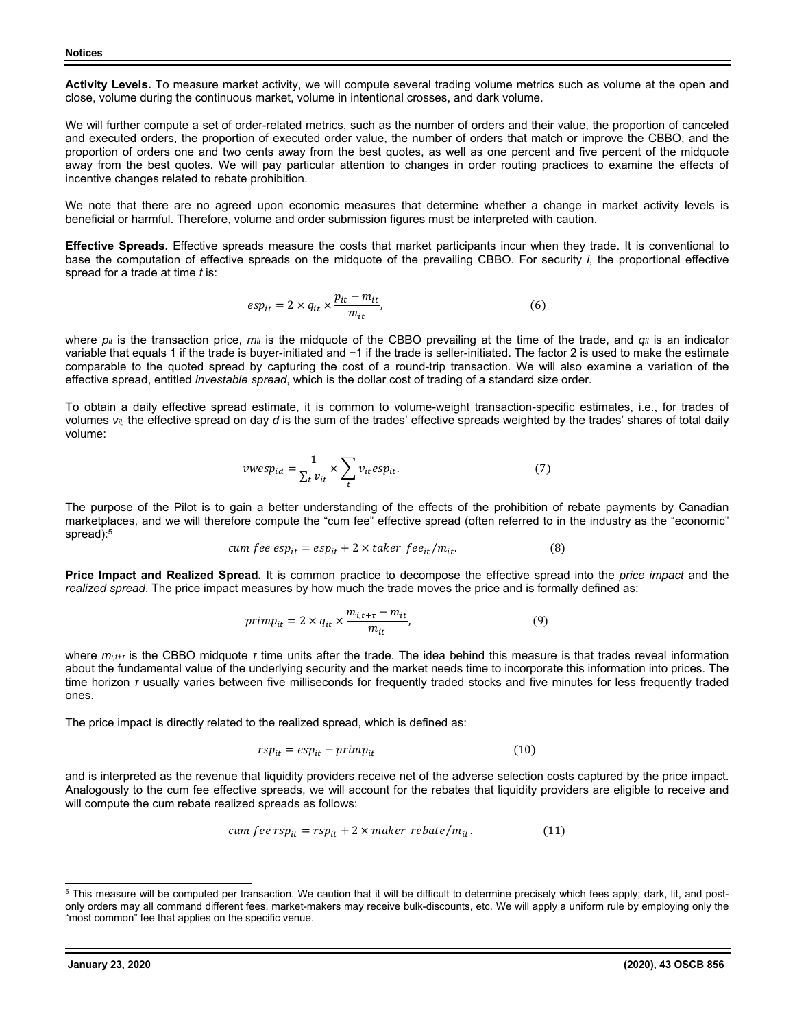**Activity Levels.** To measure market activity, we will compute several trading volume metrics such as volume at the open and close, volume during the continuous market, volume in intentional crosses, and dark volume.

We will further compute a set of order-related metrics, such as the number of orders and their value, the proportion of canceled and executed orders, the proportion of executed order value, the number of orders that match or improve the CBBO, and the proportion of orders one and two cents away from the best quotes, as well as one percent and five percent of the midquote away from the best quotes. We will pay particular attention to changes in order routing practices to examine the effects of incentive changes related to rebate prohibition.

We note that there are no agreed upon economic measures that determine whether a change in market activity levels is beneficial or harmful. Therefore, volume and order submission figures must be interpreted with caution.

**Effective Spreads.** Effective spreads measure the costs that market participants incur when they trade. It is conventional to base the computation of effective spreads on the midquote of the prevailing CBBO. For security *i*, the proportional effective spread for a trade at time *t* is:

$$esp_{it} = 2 \times q_{it} \times \frac{p_{it} - m_{it}}{m_{it}}, \tag{6}$$

where $p_{it}$ is the transaction price, $m_{it}$ is the midquote of the CBBO prevailing at the time of the trade, and $q_{it}$ is an indicator variable that equals 1 if the trade is buyer-initiated and −1 if the trade is seller-initiated. The factor 2 is used to make the estimate comparable to the quoted spread by capturing the cost of a round-trip transaction. We will also examine a variation of the effective spread, entitled *investable spread*, which is the dollar cost of trading of a standard size order.

To obtain a daily effective spread estimate, it is common to volume-weight transaction-specific estimates, i.e., for trades of volumes $v_{it}$, the effective spread on day *d* is the sum of the trades' effective spreads weighted by the trades' shares of total daily volume:

$$vwesp_{id} = \frac{1}{\sum_t v_{it}} \times \sum_t v_{it} esp_{it}. \tag{7}$$

The purpose of the Pilot is to gain a better understanding of the effects of the prohibition of rebate payments by Canadian marketplaces, and we will therefore compute the "cum fee" effective spread (often referred to in the industry as the "economic" spread):[5]

$$cum\ fee\ esp_{it} = esp_{it} + 2 \times taker\ fee_{it}/m_{it}. \tag{8}$$

**Price Impact and Realized Spread.** It is common practice to decompose the effective spread into the *price impact* and the *realized spread*. The price impact measures by how much the trade moves the price and is formally defined as:

$$primp_{it} = 2 \times q_{it} \times \frac{m_{i,t+\tau} - m_{it}}{m_{it}}, \tag{9}$$

where $m_{i,t+\tau}$ is the CBBO midquote $\tau$ time units after the trade. The idea behind this measure is that trades reveal information about the fundamental value of the underlying security and the market needs time to incorporate this information into prices. The time horizon $\tau$ usually varies between five milliseconds for frequently traded stocks and five minutes for less frequently traded ones.

The price impact is directly related to the realized spread, which is defined as:

$$rsp_{it} = esp_{it} - primp_{it} \tag{10}$$

and is interpreted as the revenue that liquidity providers receive net of the adverse selection costs captured by the price impact. Analogously to the cum fee effective spreads, we will account for the rebates that liquidity providers are eligible to receive and will compute the cum rebate realized spreads as follows:

$$cum\ fee\ rsp_{it} = rsp_{it} + 2 \times maker\ rebate/m_{it}. \tag{11}$$

---

[5] This measure will be computed per transaction. We caution that it will be difficult to determine precisely which fees apply; dark, lit, and post-only orders may all command different fees, market-makers may receive bulk-discounts, etc. We will apply a uniform rule by employing only the "most common" fee that applies on the specific venue.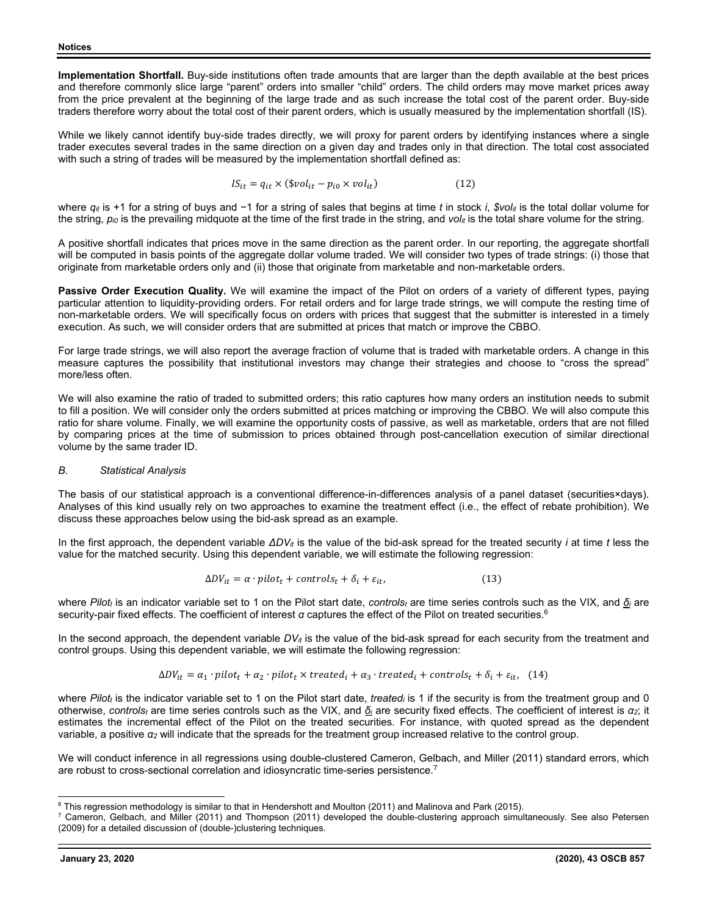**Implementation Shortfall.** Buy-side institutions often trade amounts that are larger than the depth available at the best prices and therefore commonly slice large "parent" orders into smaller "child" orders. The child orders may move market prices away from the price prevalent at the beginning of the large trade and as such increase the total cost of the parent order. Buy-side traders therefore worry about the total cost of their parent orders, which is usually measured by the implementation shortfall (IS).

While we likely cannot identify buy-side trades directly, we will proxy for parent orders by identifying instances where a single trader executes several trades in the same direction on a given day and trades only in that direction. The total cost associated with such a string of trades will be measured by the implementation shortfall defined as:

$$IS_{it} = q_{it} \times (\$vol_{it} - p_{i0} \times vol_{it}) \qquad (12)$$

where $q_{it}$ is +1 for a string of buys and −1 for a string of sales that begins at time $t$ in stock $i$, $\$vol_{it}$ is the total dollar volume for the string, $p_{i0}$ is the prevailing midquote at the time of the first trade in the string, and $vol_{it}$ is the total share volume for the string.

A positive shortfall indicates that prices move in the same direction as the parent order. In our reporting, the aggregate shortfall will be computed in basis points of the aggregate dollar volume traded. We will consider two types of trade strings: (i) those that originate from marketable orders only and (ii) those that originate from marketable and non-marketable orders.

**Passive Order Execution Quality.** We will examine the impact of the Pilot on orders of a variety of different types, paying particular attention to liquidity-providing orders. For retail orders and for large trade strings, we will compute the resting time of non-marketable orders. We will specifically focus on orders with prices that suggest that the submitter is interested in a timely execution. As such, we will consider orders that are submitted at prices that match or improve the CBBO.

For large trade strings, we will also report the average fraction of volume that is traded with marketable orders. A change in this measure captures the possibility that institutional investors may change their strategies and choose to "cross the spread" more/less often.

We will also examine the ratio of traded to submitted orders; this ratio captures how many orders an institution needs to submit to fill a position. We will consider only the orders submitted at prices matching or improving the CBBO. We will also compute this ratio for share volume. Finally, we will examine the opportunity costs of passive, as well as marketable, orders that are not filled by comparing prices at the time of submission to prices obtained through post-cancellation execution of similar directional volume by the same trader ID.

*B. Statistical Analysis*

The basis of our statistical approach is a conventional difference-in-differences analysis of a panel dataset (securities×days). Analyses of this kind usually rely on two approaches to examine the treatment effect (i.e., the effect of rebate prohibition). We discuss these approaches below using the bid-ask spread as an example.

In the first approach, the dependent variable $\Delta DV_{it}$ is the value of the bid-ask spread for the treated security $i$ at time $t$ less the value for the matched security. Using this dependent variable, we will estimate the following regression:

$$\Delta DV_{it} = \alpha \cdot pilot_t + controls_t + \delta_i + \varepsilon_{it}, \qquad (13)$$

where $Pilot_t$ is an indicator variable set to 1 on the Pilot start date, $controls_t$ are time series controls such as the VIX, and $\underline{\delta_i}$ are security-pair fixed effects. The coefficient of interest $\alpha$ captures the effect of the Pilot on treated securities.[6]

In the second approach, the dependent variable $DV_{it}$ is the value of the bid-ask spread for each security from the treatment and control groups. Using this dependent variable, we will estimate the following regression:

$$\Delta DV_{it} = \alpha_1 \cdot pilot_t + \alpha_2 \cdot pilot_t \times treated_i + \alpha_3 \cdot treated_i + controls_t + \delta_i + \varepsilon_{it}, \quad (14)$$

where $Pilot_t$ is the indicator variable set to 1 on the Pilot start date, $treated_i$ is 1 if the security is from the treatment group and 0 otherwise, $controls_t$ are time series controls such as the VIX, and $\underline{\delta_i}$ are security fixed effects. The coefficient of interest is $\alpha_2$; it estimates the incremental effect of the Pilot on the treated securities. For instance, with quoted spread as the dependent variable, a positive $\alpha_2$ will indicate that the spreads for the treatment group increased relative to the control group.

We will conduct inference in all regressions using double-clustered Cameron, Gelbach, and Miller (2011) standard errors, which are robust to cross-sectional correlation and idiosyncratic time-series persistence.[7]

---

[6] This regression methodology is similar to that in Hendershott and Moulton (2011) and Malinova and Park (2015).

[7] Cameron, Gelbach, and Miller (2011) and Thompson (2011) developed the double-clustering approach simultaneously. See also Petersen (2009) for a detailed discussion of (double-)clustering techniques.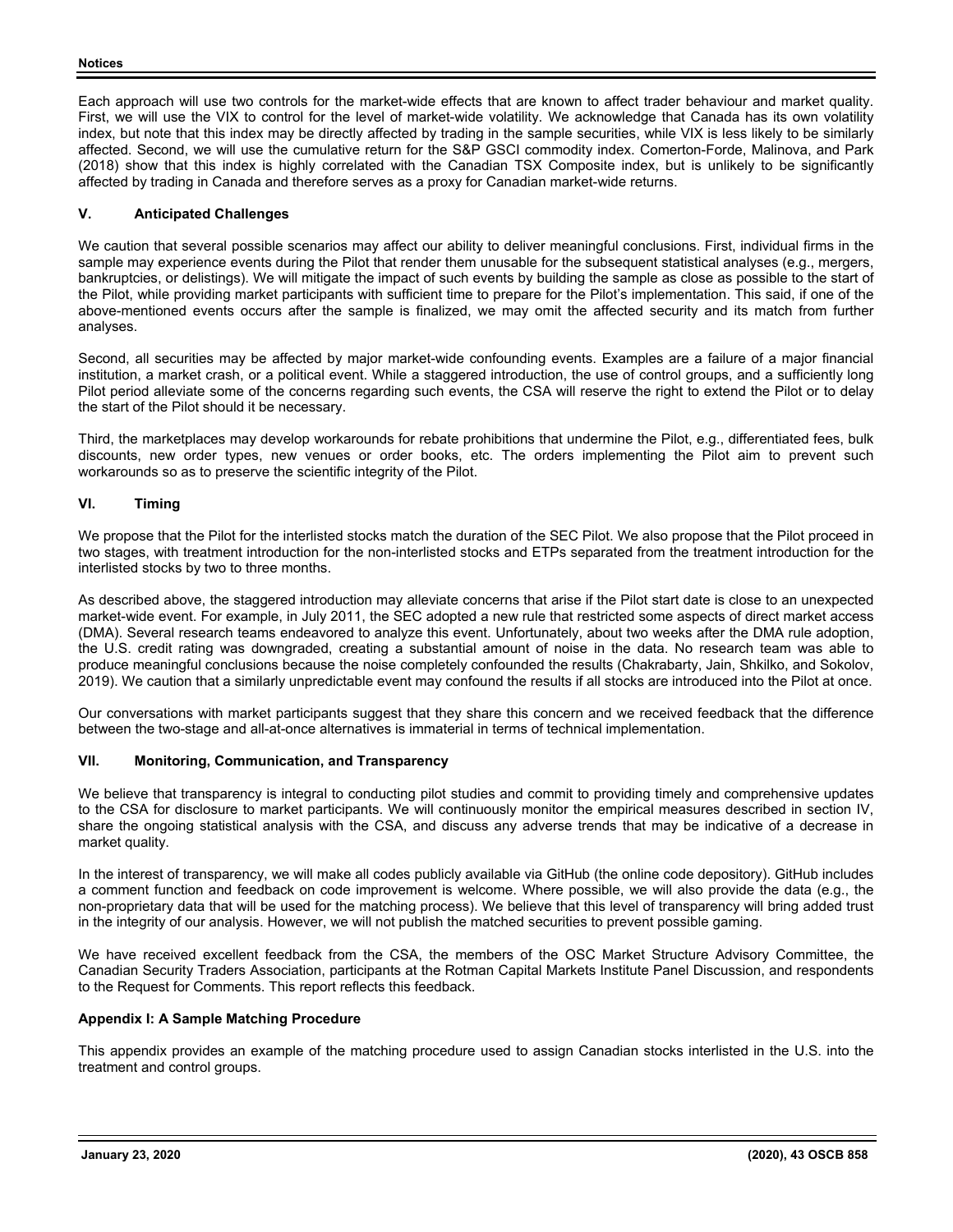Each approach will use two controls for the market-wide effects that are known to affect trader behaviour and market quality. First, we will use the VIX to control for the level of market-wide volatility. We acknowledge that Canada has its own volatility index, but note that this index may be directly affected by trading in the sample securities, while VIX is less likely to be similarly affected. Second, we will use the cumulative return for the S&P GSCI commodity index. Comerton-Forde, Malinova, and Park (2018) show that this index is highly correlated with the Canadian TSX Composite index, but is unlikely to be significantly affected by trading in Canada and therefore serves as a proxy for Canadian market-wide returns.

## V. Anticipated Challenges

We caution that several possible scenarios may affect our ability to deliver meaningful conclusions. First, individual firms in the sample may experience events during the Pilot that render them unusable for the subsequent statistical analyses (e.g., mergers, bankruptcies, or delistings). We will mitigate the impact of such events by building the sample as close as possible to the start of the Pilot, while providing market participants with sufficient time to prepare for the Pilot's implementation. This said, if one of the above-mentioned events occurs after the sample is finalized, we may omit the affected security and its match from further analyses.

Second, all securities may be affected by major market-wide confounding events. Examples are a failure of a major financial institution, a market crash, or a political event. While a staggered introduction, the use of control groups, and a sufficiently long Pilot period alleviate some of the concerns regarding such events, the CSA will reserve the right to extend the Pilot or to delay the start of the Pilot should it be necessary.

Third, the marketplaces may develop workarounds for rebate prohibitions that undermine the Pilot, e.g., differentiated fees, bulk discounts, new order types, new venues or order books, etc. The orders implementing the Pilot aim to prevent such workarounds so as to preserve the scientific integrity of the Pilot.

## VI. Timing

We propose that the Pilot for the interlisted stocks match the duration of the SEC Pilot. We also propose that the Pilot proceed in two stages, with treatment introduction for the non-interlisted stocks and ETPs separated from the treatment introduction for the interlisted stocks by two to three months.

As described above, the staggered introduction may alleviate concerns that arise if the Pilot start date is close to an unexpected market-wide event. For example, in July 2011, the SEC adopted a new rule that restricted some aspects of direct market access (DMA). Several research teams endeavored to analyze this event. Unfortunately, about two weeks after the DMA rule adoption, the U.S. credit rating was downgraded, creating a substantial amount of noise in the data. No research team was able to produce meaningful conclusions because the noise completely confounded the results (Chakrabarty, Jain, Shkilko, and Sokolov, 2019). We caution that a similarly unpredictable event may confound the results if all stocks are introduced into the Pilot at once.

Our conversations with market participants suggest that they share this concern and we received feedback that the difference between the two-stage and all-at-once alternatives is immaterial in terms of technical implementation.

## VII. Monitoring, Communication, and Transparency

We believe that transparency is integral to conducting pilot studies and commit to providing timely and comprehensive updates to the CSA for disclosure to market participants. We will continuously monitor the empirical measures described in section IV, share the ongoing statistical analysis with the CSA, and discuss any adverse trends that may be indicative of a decrease in market quality.

In the interest of transparency, we will make all codes publicly available via GitHub (the online code depository). GitHub includes a comment function and feedback on code improvement is welcome. Where possible, we will also provide the data (e.g., the non-proprietary data that will be used for the matching process). We believe that this level of transparency will bring added trust in the integrity of our analysis. However, we will not publish the matched securities to prevent possible gaming.

We have received excellent feedback from the CSA, the members of the OSC Market Structure Advisory Committee, the Canadian Security Traders Association, participants at the Rotman Capital Markets Institute Panel Discussion, and respondents to the Request for Comments. This report reflects this feedback.

## Appendix I: A Sample Matching Procedure

This appendix provides an example of the matching procedure used to assign Canadian stocks interlisted in the U.S. into the treatment and control groups.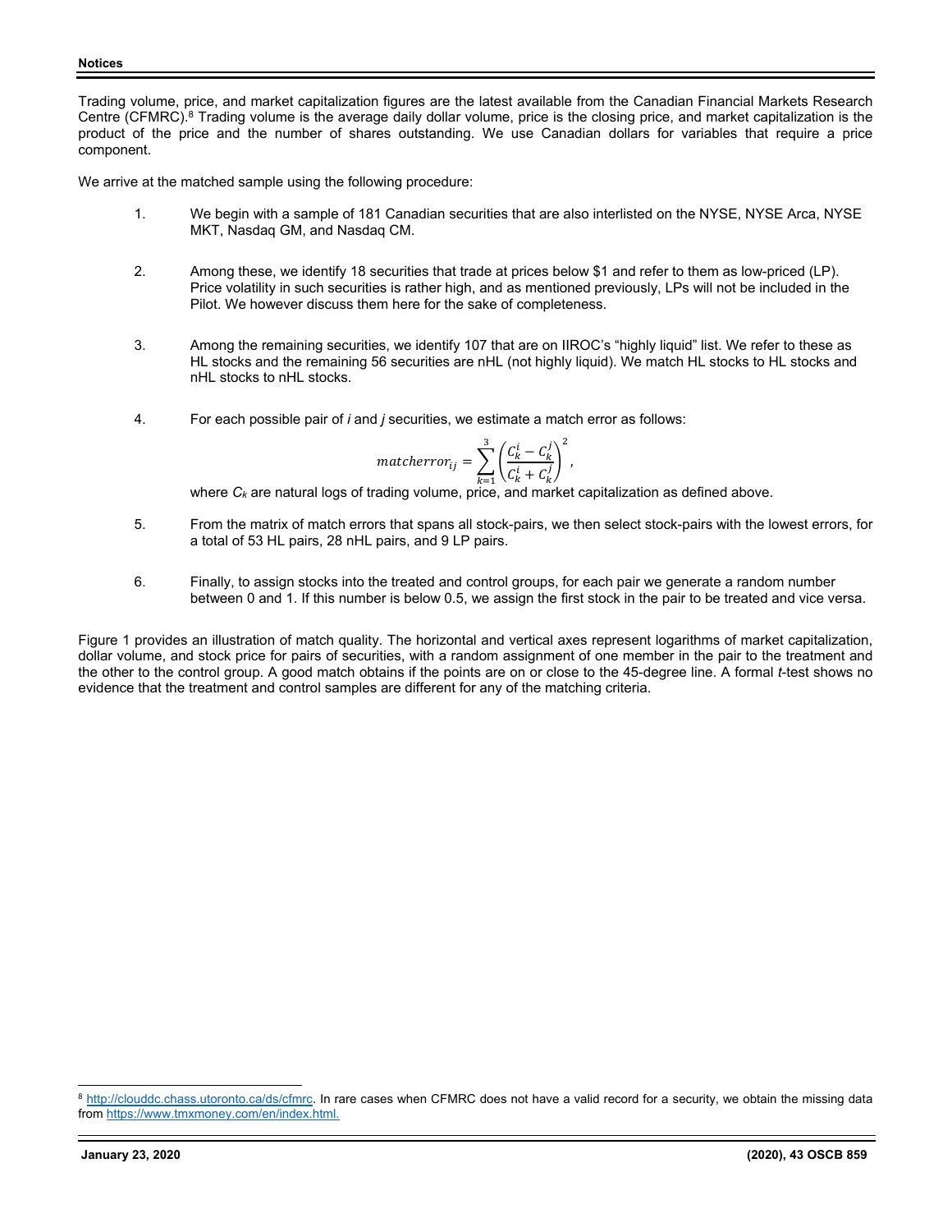Trading volume, price, and market capitalization figures are the latest available from the Canadian Financial Markets Research Centre (CFMRC).[8] Trading volume is the average daily dollar volume, price is the closing price, and market capitalization is the product of the price and the number of shares outstanding. We use Canadian dollars for variables that require a price component.

We arrive at the matched sample using the following procedure:

1. We begin with a sample of 181 Canadian securities that are also interlisted on the NYSE, NYSE Arca, NYSE MKT, Nasdaq GM, and Nasdaq CM.

2. Among these, we identify 18 securities that trade at prices below $1 and refer to them as low-priced (LP). Price volatility in such securities is rather high, and as mentioned previously, LPs will not be included in the Pilot. We however discuss them here for the sake of completeness.

3. Among the remaining securities, we identify 107 that are on IIROC's "highly liquid" list. We refer to these as HL stocks and the remaining 56 securities are nHL (not highly liquid). We match HL stocks to HL stocks and nHL stocks to nHL stocks.

4. For each possible pair of *i* and *j* securities, we estimate a match error as follows:

$$matcherror_{ij} = \sum_{k=1}^{3} \left( \frac{C_k^i - C_k^j}{C_k^i + C_k^j} \right)^2,$$

   where $C_k$ are natural logs of trading volume, price, and market capitalization as defined above.

5. From the matrix of match errors that spans all stock-pairs, we then select stock-pairs with the lowest errors, for a total of 53 HL pairs, 28 nHL pairs, and 9 LP pairs.

6. Finally, to assign stocks into the treated and control groups, for each pair we generate a random number between 0 and 1. If this number is below 0.5, we assign the first stock in the pair to be treated and vice versa.

Figure 1 provides an illustration of match quality. The horizontal and vertical axes represent logarithms of market capitalization, dollar volume, and stock price for pairs of securities, with a random assignment of one member in the pair to the treatment and the other to the control group. A good match obtains if the points are on or close to the 45-degree line. A formal *t*-test shows no evidence that the treatment and control samples are different for any of the matching criteria.

[8] http://clouddc.chass.utoronto.ca/ds/cfmrc. In rare cases when CFMRC does not have a valid record for a security, we obtain the missing data from https://www.tmxmoney.com/en/index.html.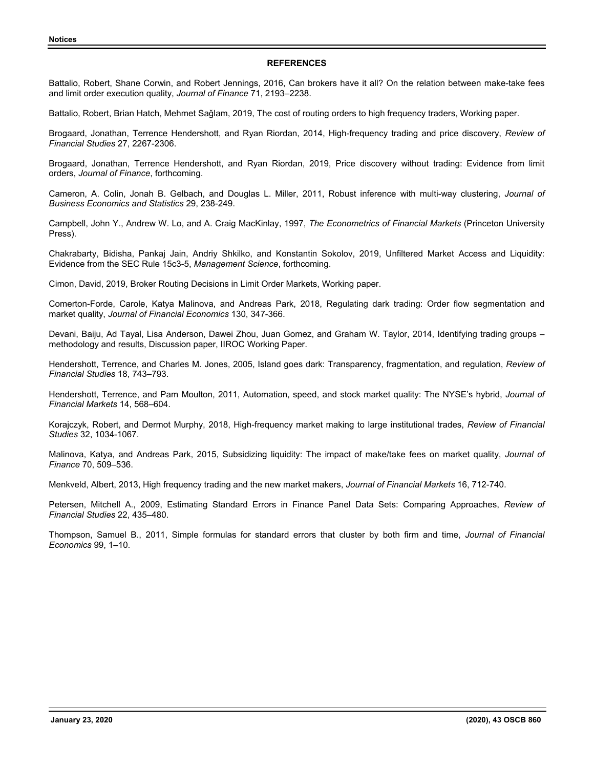## REFERENCES

Battalio, Robert, Shane Corwin, and Robert Jennings, 2016, Can brokers have it all? On the relation between make-take fees and limit order execution quality, *Journal of Finance* 71, 2193–2238.

Battalio, Robert, Brian Hatch, Mehmet Sağlam, 2019, The cost of routing orders to high frequency traders, Working paper.

Brogaard, Jonathan, Terrence Hendershott, and Ryan Riordan, 2014, High-frequency trading and price discovery, *Review of Financial Studies* 27, 2267-2306.

Brogaard, Jonathan, Terrence Hendershott, and Ryan Riordan, 2019, Price discovery without trading: Evidence from limit orders, *Journal of Finance*, forthcoming.

Cameron, A. Colin, Jonah B. Gelbach, and Douglas L. Miller, 2011, Robust inference with multi-way clustering, *Journal of Business Economics and Statistics* 29, 238-249.

Campbell, John Y., Andrew W. Lo, and A. Craig MacKinlay, 1997, *The Econometrics of Financial Markets* (Princeton University Press).

Chakrabarty, Bidisha, Pankaj Jain, Andriy Shkilko, and Konstantin Sokolov, 2019, Unfiltered Market Access and Liquidity: Evidence from the SEC Rule 15c3-5, *Management Science*, forthcoming.

Cimon, David, 2019, Broker Routing Decisions in Limit Order Markets, Working paper.

Comerton-Forde, Carole, Katya Malinova, and Andreas Park, 2018, Regulating dark trading: Order flow segmentation and market quality, *Journal of Financial Economics* 130, 347-366.

Devani, Baiju, Ad Tayal, Lisa Anderson, Dawei Zhou, Juan Gomez, and Graham W. Taylor, 2014, Identifying trading groups – methodology and results, Discussion paper, IIROC Working Paper.

Hendershott, Terrence, and Charles M. Jones, 2005, Island goes dark: Transparency, fragmentation, and regulation, *Review of Financial Studies* 18, 743–793.

Hendershott, Terrence, and Pam Moulton, 2011, Automation, speed, and stock market quality: The NYSE's hybrid, *Journal of Financial Markets* 14, 568–604.

Korajczyk, Robert, and Dermot Murphy, 2018, High-frequency market making to large institutional trades, *Review of Financial Studies* 32, 1034-1067.

Malinova, Katya, and Andreas Park, 2015, Subsidizing liquidity: The impact of make/take fees on market quality, *Journal of Finance* 70, 509–536.

Menkveld, Albert, 2013, High frequency trading and the new market makers, *Journal of Financial Markets* 16, 712-740.

Petersen, Mitchell A., 2009, Estimating Standard Errors in Finance Panel Data Sets: Comparing Approaches, *Review of Financial Studies* 22, 435–480.

Thompson, Samuel B., 2011, Simple formulas for standard errors that cluster by both firm and time, *Journal of Financial Economics* 99, 1–10.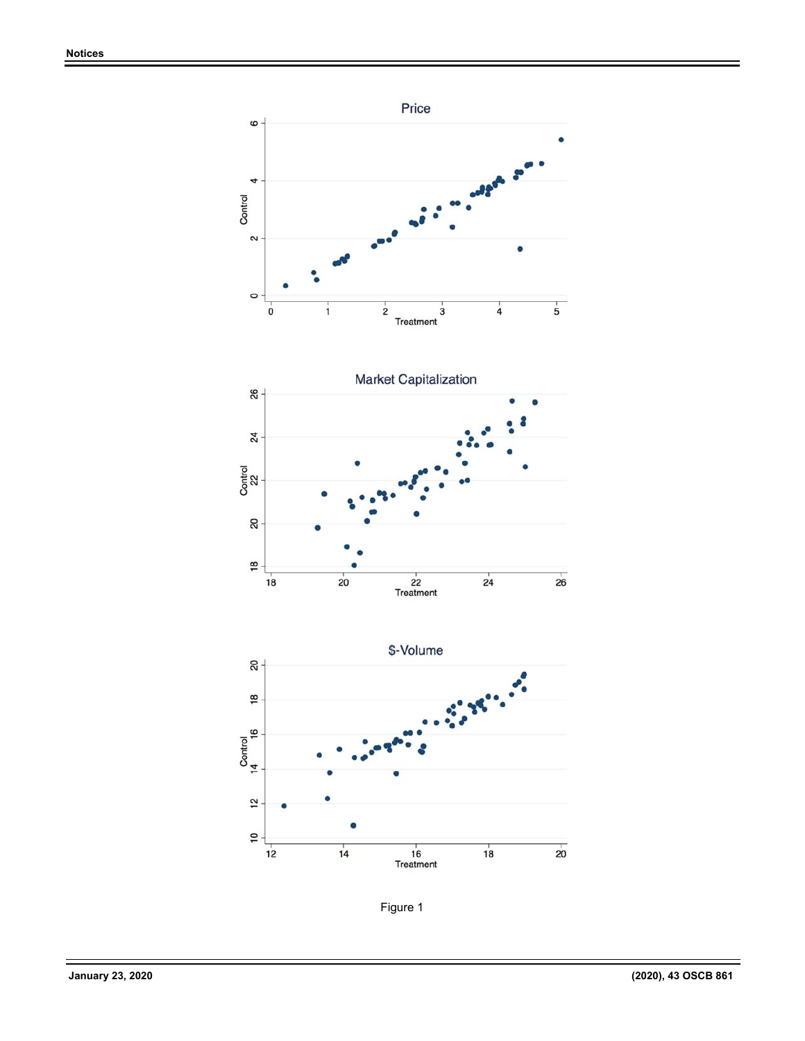Price

6
4
2
0
Control
0
1
2
3
4
5
Treatment

Market Capitalization

26
24
22
20
18
Control
18
20
22
24
26
Treatment

$-Volume

20
18
16
14
12
10
Control
12
14
16
18
20
Treatment

Figure 1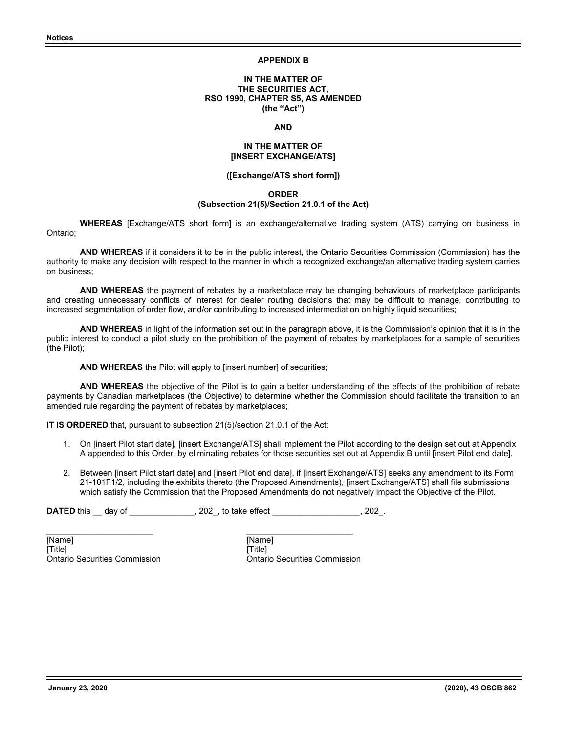**APPENDIX B**

**IN THE MATTER OF**
**THE SECURITIES ACT,**
**RSO 1990, CHAPTER S5, AS AMENDED**
**(the "Act")**

**AND**

**IN THE MATTER OF**
**[INSERT EXCHANGE/ATS]**

**([Exchange/ATS short form])**

**ORDER**
**(Subsection 21(5)/Section 21.0.1 of the Act)**

**WHEREAS** [Exchange/ATS short form] is an exchange/alternative trading system (ATS) carrying on business in Ontario;

**AND WHEREAS** if it considers it to be in the public interest, the Ontario Securities Commission (Commission) has the authority to make any decision with respect to the manner in which a recognized exchange/an alternative trading system carries on business;

**AND WHEREAS** the payment of rebates by a marketplace may be changing behaviours of marketplace participants and creating unnecessary conflicts of interest for dealer routing decisions that may be difficult to manage, contributing to increased segmentation of order flow, and/or contributing to increased intermediation on highly liquid securities;

**AND WHEREAS** in light of the information set out in the paragraph above, it is the Commission's opinion that it is in the public interest to conduct a pilot study on the prohibition of the payment of rebates by marketplaces for a sample of securities (the Pilot);

**AND WHEREAS** the Pilot will apply to [insert number] of securities;

**AND WHEREAS** the objective of the Pilot is to gain a better understanding of the effects of the prohibition of rebate payments by Canadian marketplaces (the Objective) to determine whether the Commission should facilitate the transition to an amended rule regarding the payment of rebates by marketplaces;

**IT IS ORDERED** that, pursuant to subsection 21(5)/section 21.0.1 of the Act:

1. On [insert Pilot start date], [insert Exchange/ATS] shall implement the Pilot according to the design set out at Appendix A appended to this Order, by eliminating rebates for those securities set out at Appendix B until [insert Pilot end date].

2. Between [insert Pilot start date] and [insert Pilot end date], if [insert Exchange/ATS] seeks any amendment to its Form 21-101F1/2, including the exhibits thereto (the Proposed Amendments), [insert Exchange/ATS] shall file submissions which satisfy the Commission that the Proposed Amendments do not negatively impact the Objective of the Pilot.

**DATED** this __ day of ______________, 202_, to take effect ___________________, 202_.

________________________
[Name]
[Title]
Ontario Securities Commission

________________________
[Name]
[Title]
Ontario Securities Commission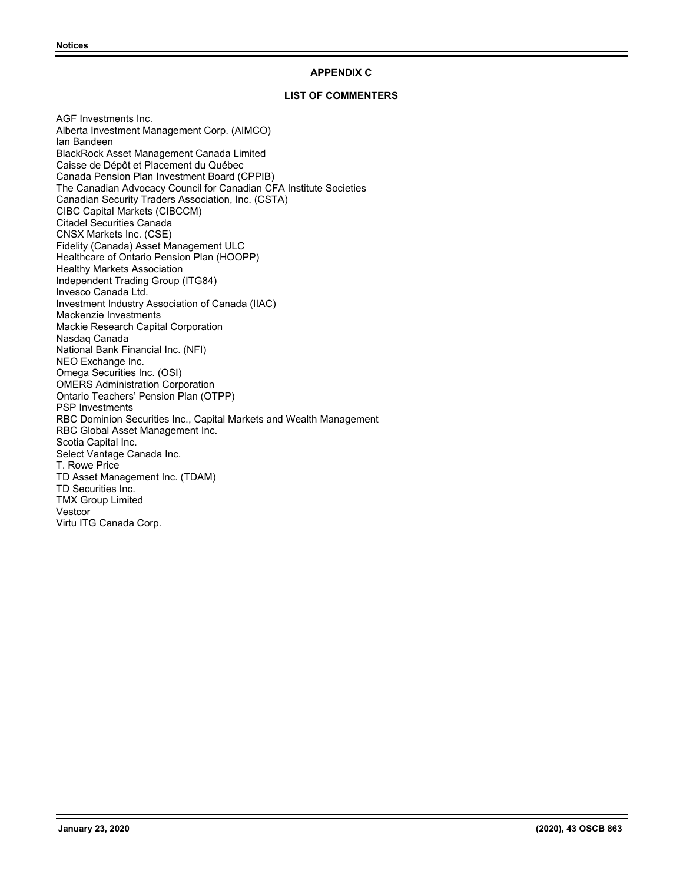## APPENDIX C

### LIST OF COMMENTERS

AGF Investments Inc.
Alberta Investment Management Corp. (AIMCO)
Ian Bandeen
BlackRock Asset Management Canada Limited
Caisse de Dépôt et Placement du Québec
Canada Pension Plan Investment Board (CPPIB)
The Canadian Advocacy Council for Canadian CFA Institute Societies
Canadian Security Traders Association, Inc. (CSTA)
CIBC Capital Markets (CIBCCM)
Citadel Securities Canada
CNSX Markets Inc. (CSE)
Fidelity (Canada) Asset Management ULC
Healthcare of Ontario Pension Plan (HOOPP)
Healthy Markets Association
Independent Trading Group (ITG84)
Invesco Canada Ltd.
Investment Industry Association of Canada (IIAC)
Mackenzie Investments
Mackie Research Capital Corporation
Nasdaq Canada
National Bank Financial Inc. (NFI)
NEO Exchange Inc.
Omega Securities Inc. (OSI)
OMERS Administration Corporation
Ontario Teachers' Pension Plan (OTPP)
PSP Investments
RBC Dominion Securities Inc., Capital Markets and Wealth Management
RBC Global Asset Management Inc.
Scotia Capital Inc.
Select Vantage Canada Inc.
T. Rowe Price
TD Asset Management Inc. (TDAM)
TD Securities Inc.
TMX Group Limited
Vestcor
Virtu ITG Canada Corp.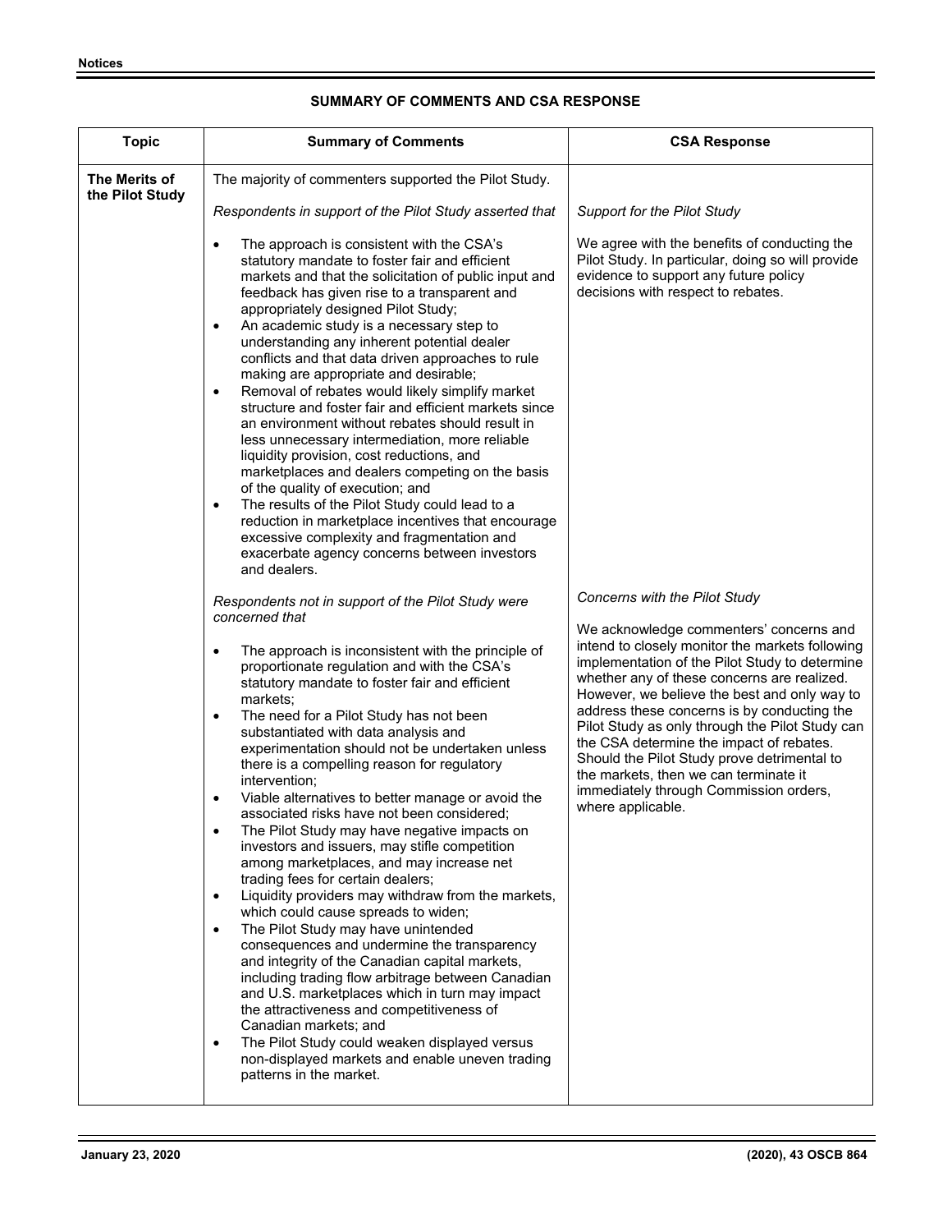**SUMMARY OF COMMENTS AND CSA RESPONSE**

| Topic | Summary of Comments | CSA Response |
| --- | --- | --- |
| **The Merits of the Pilot Study** | The majority of commenters supported the Pilot Study.<br><br>*Respondents in support of the Pilot Study asserted that*<br><br>• The approach is consistent with the CSA's statutory mandate to foster fair and efficient markets and that the solicitation of public input and feedback has given rise to a transparent and appropriately designed Pilot Study;<br>• An academic study is a necessary step to understanding any inherent potential dealer conflicts and that data driven approaches to rule making are appropriate and desirable;<br>• Removal of rebates would likely simplify market structure and foster fair and efficient markets since an environment without rebates should result in less unnecessary intermediation, more reliable liquidity provision, cost reductions, and marketplaces and dealers competing on the basis of the quality of execution; and<br>• The results of the Pilot Study could lead to a reduction in marketplace incentives that encourage excessive complexity and fragmentation and exacerbate agency concerns between investors and dealers. | *Support for the Pilot Study*<br><br>We agree with the benefits of conducting the Pilot Study. In particular, doing so will provide evidence to support any future policy decisions with respect to rebates. |
| | *Respondents not in support of the Pilot Study were concerned that*<br><br>• The approach is inconsistent with the principle of proportionate regulation and with the CSA's statutory mandate to foster fair and efficient markets;<br>• The need for a Pilot Study has not been substantiated with data analysis and experimentation should not be undertaken unless there is a compelling reason for regulatory intervention;<br>• Viable alternatives to better manage or avoid the associated risks have not been considered;<br>• The Pilot Study may have negative impacts on investors and issuers, may stifle competition among marketplaces, and may increase net trading fees for certain dealers;<br>• Liquidity providers may withdraw from the markets, which could cause spreads to widen;<br>• The Pilot Study may have unintended consequences and undermine the transparency and integrity of the Canadian capital markets, including trading flow arbitrage between Canadian and U.S. marketplaces which in turn may impact the attractiveness and competitiveness of Canadian markets; and<br>• The Pilot Study could weaken displayed versus non-displayed markets and enable uneven trading patterns in the market. | *Concerns with the Pilot Study*<br><br>We acknowledge commenters' concerns and intend to closely monitor the markets following implementation of the Pilot Study to determine whether any of these concerns are realized. However, we believe the best and only way to address these concerns is by conducting the Pilot Study as only through the Pilot Study can the CSA determine the impact of rebates. Should the Pilot Study prove detrimental to the markets, then we can terminate it immediately through Commission orders, where applicable. |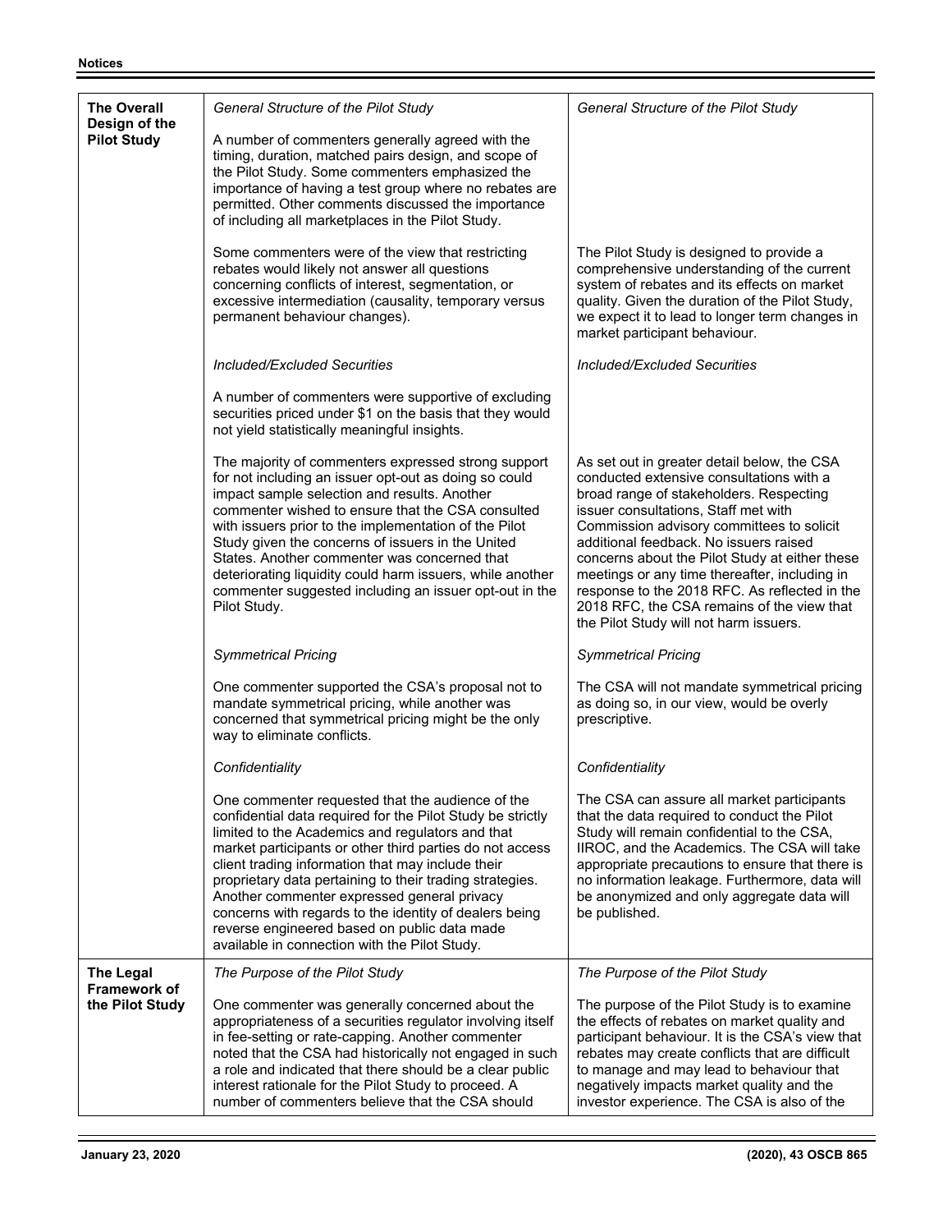| | | |
|---|---|---|
| **The Overall Design of the Pilot Study** | *General Structure of the Pilot Study*<br><br>A number of commenters generally agreed with the timing, duration, matched pairs design, and scope of the Pilot Study. Some commenters emphasized the importance of having a test group where no rebates are permitted. Other comments discussed the importance of including all marketplaces in the Pilot Study.<br><br>Some commenters were of the view that restricting rebates would likely not answer all questions concerning conflicts of interest, segmentation, or excessive intermediation (causality, temporary versus permanent behaviour changes).<br><br>*Included/Excluded Securities*<br><br>A number of commenters were supportive of excluding securities priced under $1 on the basis that they would not yield statistically meaningful insights.<br><br>The majority of commenters expressed strong support for not including an issuer opt-out as doing so could impact sample selection and results. Another commenter wished to ensure that the CSA consulted with issuers prior to the implementation of the Pilot Study given the concerns of issuers in the United States. Another commenter was concerned that deteriorating liquidity could harm issuers, while another commenter suggested including an issuer opt-out in the Pilot Study.<br><br>*Symmetrical Pricing*<br><br>One commenter supported the CSA's proposal not to mandate symmetrical pricing, while another was concerned that symmetrical pricing might be the only way to eliminate conflicts.<br><br>*Confidentiality*<br><br>One commenter requested that the audience of the confidential data required for the Pilot Study be strictly limited to the Academics and regulators and that market participants or other third parties do not access client trading information that may include their proprietary data pertaining to their trading strategies. Another commenter expressed general privacy concerns with regards to the identity of dealers being reverse engineered based on public data made available in connection with the Pilot Study. | *General Structure of the Pilot Study*<br><br>The Pilot Study is designed to provide a comprehensive understanding of the current system of rebates and its effects on market quality. Given the duration of the Pilot Study, we expect it to lead to longer term changes in market participant behaviour.<br><br>*Included/Excluded Securities*<br><br>As set out in greater detail below, the CSA conducted extensive consultations with a broad range of stakeholders. Respecting issuer consultations, Staff met with Commission advisory committees to solicit additional feedback. No issuers raised concerns about the Pilot Study at either these meetings or any time thereafter, including in response to the 2018 RFC. As reflected in the 2018 RFC, the CSA remains of the view that the Pilot Study will not harm issuers.<br><br>*Symmetrical Pricing*<br><br>The CSA will not mandate symmetrical pricing as doing so, in our view, would be overly prescriptive.<br><br>*Confidentiality*<br><br>The CSA can assure all market participants that the data required to conduct the Pilot Study will remain confidential to the CSA, IIROC, and the Academics. The CSA will take appropriate precautions to ensure that there is no information leakage. Furthermore, data will be anonymized and only aggregate data will be published. |
| **The Legal Framework of the Pilot Study** | *The Purpose of the Pilot Study*<br><br>One commenter was generally concerned about the appropriateness of a securities regulator involving itself in fee-setting or rate-capping. Another commenter noted that the CSA had historically not engaged in such a role and indicated that there should be a clear public interest rationale for the Pilot Study to proceed. A number of commenters believe that the CSA should | *The Purpose of the Pilot Study*<br><br>The purpose of the Pilot Study is to examine the effects of rebates on market quality and participant behaviour. It is the CSA's view that rebates may create conflicts that are difficult to manage and may lead to behaviour that negatively impacts market quality and the investor experience. The CSA is also of the |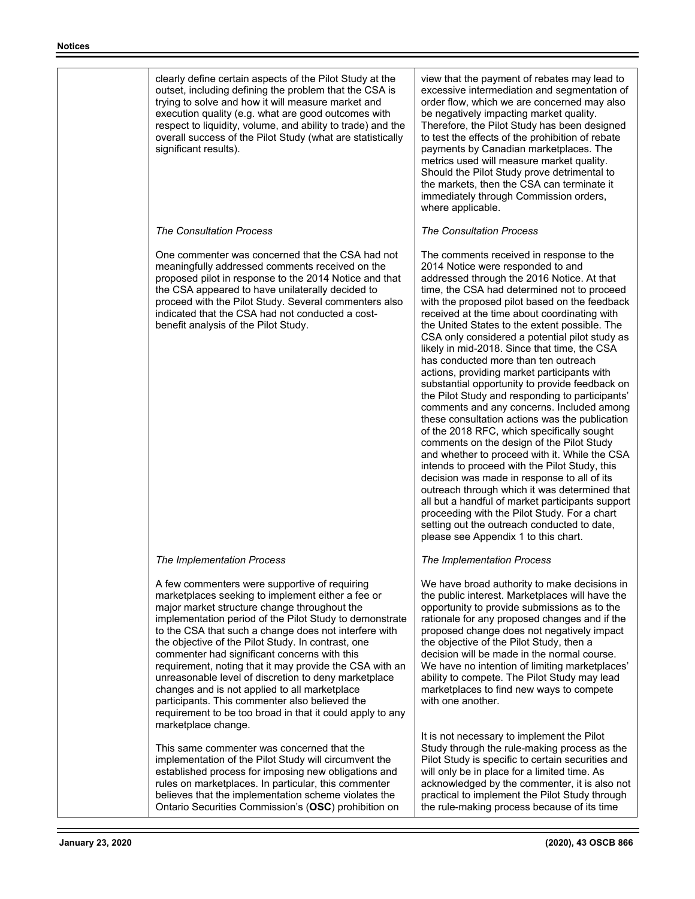| | | |
|---|---|---|
| | clearly define certain aspects of the Pilot Study at the outset, including defining the problem that the CSA is trying to solve and how it will measure market and execution quality (e.g. what are good outcomes with respect to liquidity, volume, and ability to trade) and the overall success of the Pilot Study (what are statistically significant results). | view that the payment of rebates may lead to excessive intermediation and segmentation of order flow, which we are concerned may also be negatively impacting market quality. Therefore, the Pilot Study has been designed to test the effects of the prohibition of rebate payments by Canadian marketplaces. The metrics used will measure market quality. Should the Pilot Study prove detrimental to the markets, then the CSA can terminate it immediately through Commission orders, where applicable. |
| | *The Consultation Process*<br><br>One commenter was concerned that the CSA had not meaningfully addressed comments received on the proposed pilot in response to the 2014 Notice and that the CSA appeared to have unilaterally decided to proceed with the Pilot Study. Several commenters also indicated that the CSA had not conducted a cost-benefit analysis of the Pilot Study. | *The Consultation Process*<br><br>The comments received in response to the 2014 Notice were responded to and addressed through the 2016 Notice. At that time, the CSA had determined not to proceed with the proposed pilot based on the feedback received at the time about coordinating with the United States to the extent possible. The CSA only considered a potential pilot study as likely in mid-2018. Since that time, the CSA has conducted more than ten outreach actions, providing market participants with substantial opportunity to provide feedback on the Pilot Study and responding to participants' comments and any concerns. Included among these consultation actions was the publication of the 2018 RFC, which specifically sought comments on the design of the Pilot Study and whether to proceed with it. While the CSA intends to proceed with the Pilot Study, this decision was made in response to all of its outreach through which it was determined that all but a handful of market participants support proceeding with the Pilot Study. For a chart setting out the outreach conducted to date, please see Appendix 1 to this chart. |
| | *The Implementation Process*<br><br>A few commenters were supportive of requiring marketplaces seeking to implement either a fee or major market structure change throughout the implementation period of the Pilot Study to demonstrate to the CSA that such a change does not interfere with the objective of the Pilot Study. In contrast, one commenter had significant concerns with this requirement, noting that it may provide the CSA with an unreasonable level of discretion to deny marketplace changes and is not applied to all marketplace participants. This commenter also believed the requirement to be too broad in that it could apply to any marketplace change.<br><br>This same commenter was concerned that the implementation of the Pilot Study will circumvent the established process for imposing new obligations and rules on marketplaces. In particular, this commenter believes that the implementation scheme violates the Ontario Securities Commission's (**OSC**) prohibition on | *The Implementation Process*<br><br>We have broad authority to make decisions in the public interest. Marketplaces will have the opportunity to provide submissions as to the rationale for any proposed changes and if the proposed change does not negatively impact the objective of the Pilot Study, then a decision will be made in the normal course. We have no intention of limiting marketplaces' ability to compete. The Pilot Study may lead marketplaces to find new ways to compete with one another.<br><br>It is not necessary to implement the Pilot Study through the rule-making process as the Pilot Study is specific to certain securities and will only be in place for a limited time. As acknowledged by the commenter, it is also not practical to implement the Pilot Study through the rule-making process because of its time |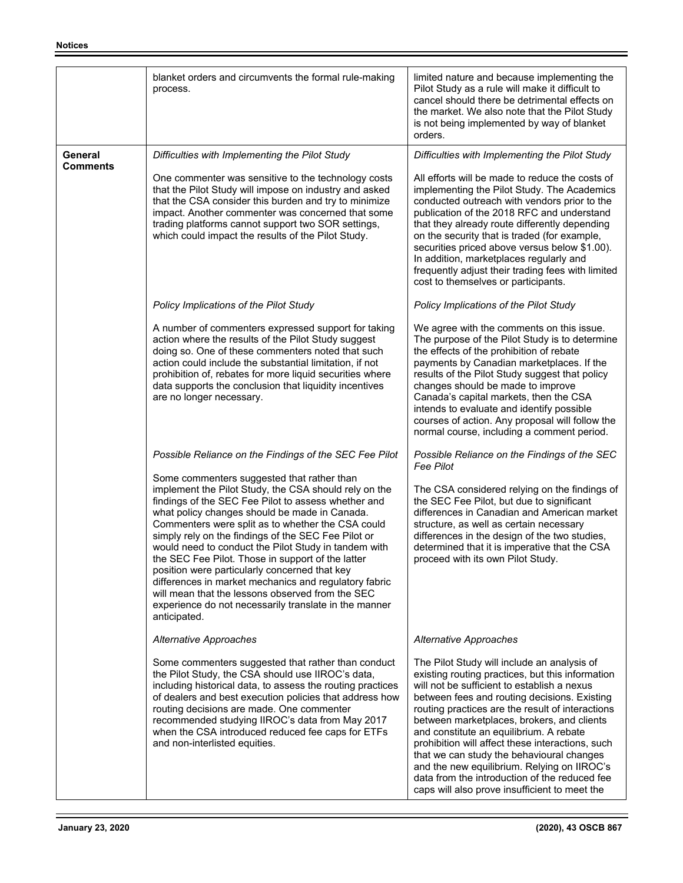| | | |
|---|---|---|
| | blanket orders and circumvents the formal rule-making process. | limited nature and because implementing the Pilot Study as a rule will make it difficult to cancel should there be detrimental effects on the market. We also note that the Pilot Study is not being implemented by way of blanket orders. |
| **General Comments** | *Difficulties with Implementing the Pilot Study*<br><br>One commenter was sensitive to the technology costs that the Pilot Study will impose on industry and asked that the CSA consider this burden and try to minimize impact. Another commenter was concerned that some trading platforms cannot support two SOR settings, which could impact the results of the Pilot Study. | *Difficulties with Implementing the Pilot Study*<br><br>All efforts will be made to reduce the costs of implementing the Pilot Study. The Academics conducted outreach with vendors prior to the publication of the 2018 RFC and understand that they already route differently depending on the security that is traded (for example, securities priced above versus below $1.00). In addition, marketplaces regularly and frequently adjust their trading fees with limited cost to themselves or participants. |
| | *Policy Implications of the Pilot Study*<br><br>A number of commenters expressed support for taking action where the results of the Pilot Study suggest doing so. One of these commenters noted that such action could include the substantial limitation, if not prohibition of, rebates for more liquid securities where data supports the conclusion that liquidity incentives are no longer necessary. | *Policy Implications of the Pilot Study*<br><br>We agree with the comments on this issue. The purpose of the Pilot Study is to determine the effects of the prohibition of rebate payments by Canadian marketplaces. If the results of the Pilot Study suggest that policy changes should be made to improve Canada's capital markets, then the CSA intends to evaluate and identify possible courses of action. Any proposal will follow the normal course, including a comment period. |
| | *Possible Reliance on the Findings of the SEC Fee Pilot*<br><br>Some commenters suggested that rather than implement the Pilot Study, the CSA should rely on the findings of the SEC Fee Pilot to assess whether and what policy changes should be made in Canada. Commenters were split as to whether the CSA could simply rely on the findings of the SEC Fee Pilot or would need to conduct the Pilot Study in tandem with the SEC Fee Pilot. Those in support of the latter position were particularly concerned that key differences in market mechanics and regulatory fabric will mean that the lessons observed from the SEC experience do not necessarily translate in the manner anticipated. | *Possible Reliance on the Findings of the SEC Fee Pilot*<br><br>The CSA considered relying on the findings of the SEC Fee Pilot, but due to significant differences in Canadian and American market structure, as well as certain necessary differences in the design of the two studies, determined that it is imperative that the CSA proceed with its own Pilot Study. |
| | *Alternative Approaches*<br><br>Some commenters suggested that rather than conduct the Pilot Study, the CSA should use IIROC's data, including historical data, to assess the routing practices of dealers and best execution policies that address how routing decisions are made. One commenter recommended studying IIROC's data from May 2017 when the CSA introduced reduced fee caps for ETFs and non-interlisted equities. | *Alternative Approaches*<br><br>The Pilot Study will include an analysis of existing routing practices, but this information will not be sufficient to establish a nexus between fees and routing decisions. Existing routing practices are the result of interactions between marketplaces, brokers, and clients and constitute an equilibrium. A rebate prohibition will affect these interactions, such that we can study the behavioural changes and the new equilibrium. Relying on IIROC's data from the introduction of the reduced fee caps will also prove insufficient to meet the |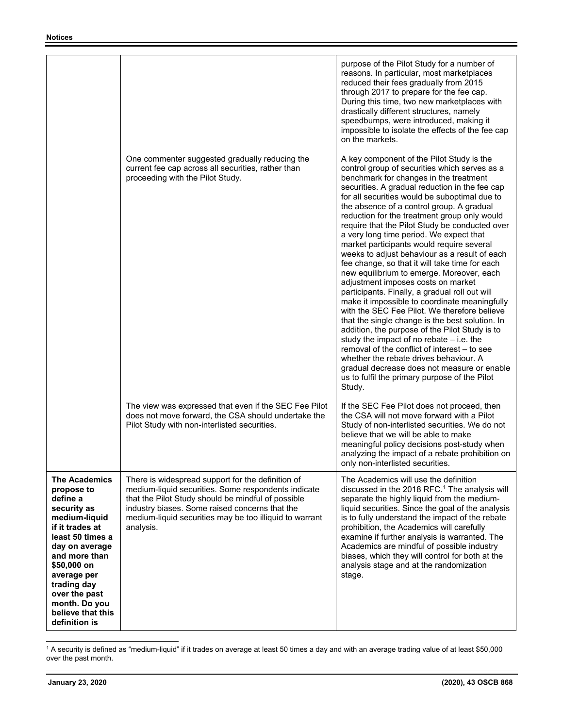| | | |
|---|---|---|
| | | purpose of the Pilot Study for a number of reasons. In particular, most marketplaces reduced their fees gradually from 2015 through 2017 to prepare for the fee cap. During this time, two new marketplaces with drastically different structures, namely speedbumps, were introduced, making it impossible to isolate the effects of the fee cap on the markets. |
| | One commenter suggested gradually reducing the current fee cap across all securities, rather than proceeding with the Pilot Study. | A key component of the Pilot Study is the control group of securities which serves as a benchmark for changes in the treatment securities. A gradual reduction in the fee cap for all securities would be suboptimal due to the absence of a control group. A gradual reduction for the treatment group only would require that the Pilot Study be conducted over a very long time period. We expect that market participants would require several weeks to adjust behaviour as a result of each fee change, so that it will take time for each new equilibrium to emerge. Moreover, each adjustment imposes costs on market participants. Finally, a gradual roll out will make it impossible to coordinate meaningfully with the SEC Fee Pilot. We therefore believe that the single change is the best solution. In addition, the purpose of the Pilot Study is to study the impact of no rebate – i.e. the removal of the conflict of interest – to see whether the rebate drives behaviour. A gradual decrease does not measure or enable us to fulfil the primary purpose of the Pilot Study. |
| | The view was expressed that even if the SEC Fee Pilot does not move forward, the CSA should undertake the Pilot Study with non-interlisted securities. | If the SEC Fee Pilot does not proceed, then the CSA will not move forward with a Pilot Study of non-interlisted securities. We do not believe that we will be able to make meaningful policy decisions post-study when analyzing the impact of a rebate prohibition on only non-interlisted securities. |
| **The Academics propose to define a security as medium-liquid if it trades at least 50 times a day on average and more than $50,000 on average per trading day over the past month. Do you believe that this definition is** | There is widespread support for the definition of medium-liquid securities. Some respondents indicate that the Pilot Study should be mindful of possible industry biases. Some raised concerns that the medium-liquid securities may be too illiquid to warrant analysis. | The Academics will use the definition discussed in the 2018 RFC.[1] The analysis will separate the highly liquid from the medium-liquid securities. Since the goal of the analysis is to fully understand the impact of the rebate prohibition, the Academics will carefully examine if further analysis is warranted. The Academics are mindful of possible industry biases, which they will control for both at the analysis stage and at the randomization stage. |

[1] A security is defined as "medium-liquid" if it trades on average at least 50 times a day and with an average trading value of at least $50,000 over the past month.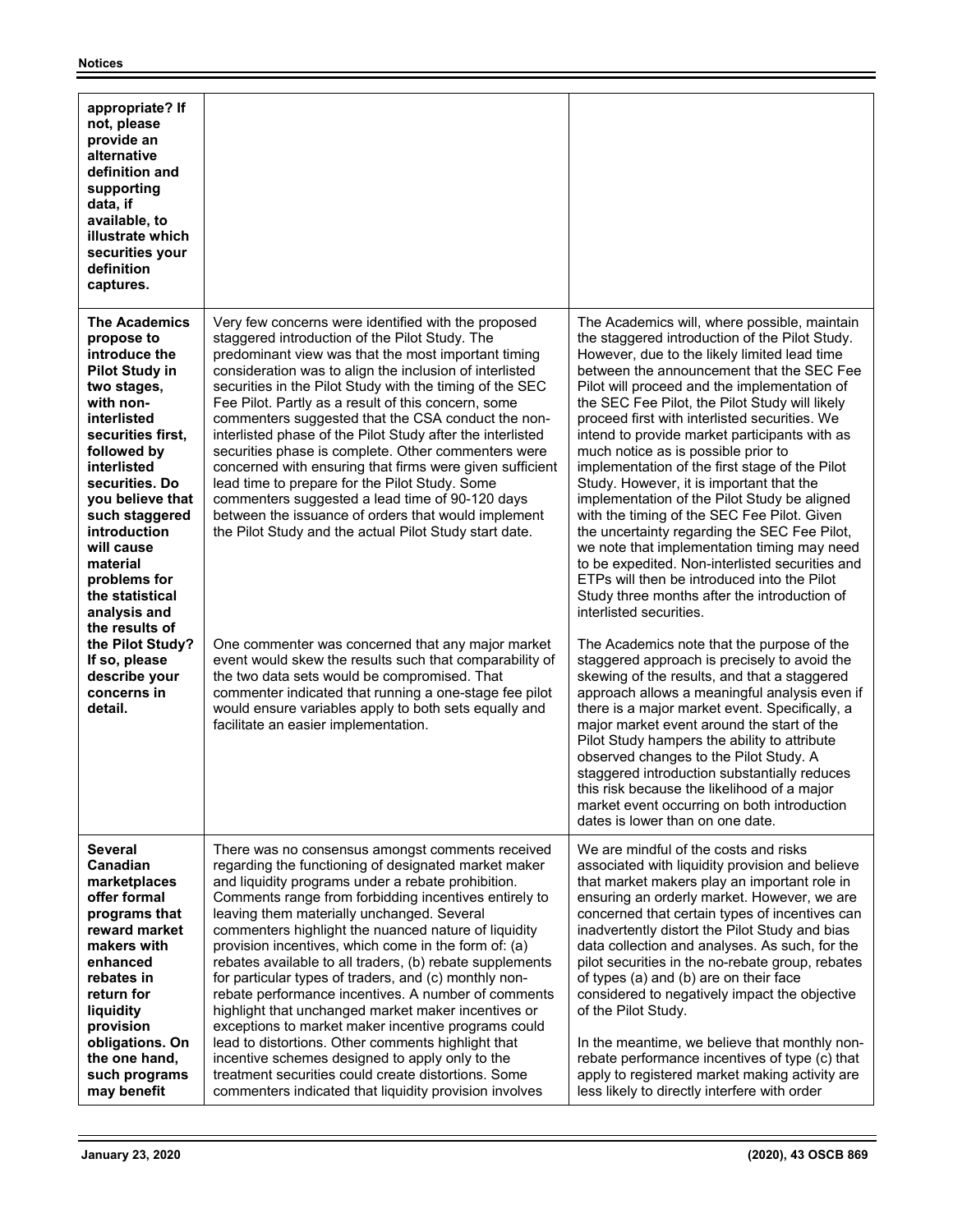| | | |
|---|---|---|
| **appropriate? If not, please provide an alternative definition and supporting data, if available, to illustrate which securities your definition captures.** | | |
| **The Academics propose to introduce the Pilot Study in two stages, with non-interlisted securities first, followed by interlisted securities. Do you believe that such staggered introduction will cause material problems for the statistical analysis and the results of the Pilot Study? If so, please describe your concerns in detail.** | Very few concerns were identified with the proposed staggered introduction of the Pilot Study. The predominant view was that the most important timing consideration was to align the inclusion of interlisted securities in the Pilot Study with the timing of the SEC Fee Pilot. Partly as a result of this concern, some commenters suggested that the CSA conduct the non-interlisted phase of the Pilot Study after the interlisted securities phase is complete. Other commenters were concerned with ensuring that firms were given sufficient lead time to prepare for the Pilot Study. Some commenters suggested a lead time of 90-120 days between the issuance of orders that would implement the Pilot Study and the actual Pilot Study start date.<br><br>One commenter was concerned that any major market event would skew the results such that comparability of the two data sets would be compromised. That commenter indicated that running a one-stage fee pilot would ensure variables apply to both sets equally and facilitate an easier implementation. | The Academics will, where possible, maintain the staggered introduction of the Pilot Study. However, due to the likely limited lead time between the announcement that the SEC Fee Pilot will proceed and the implementation of the SEC Fee Pilot, the Pilot Study will likely proceed first with interlisted securities. We intend to provide market participants with as much notice as is possible prior to implementation of the first stage of the Pilot Study. However, it is important that the implementation of the Pilot Study be aligned with the timing of the SEC Fee Pilot. Given the uncertainty regarding the SEC Fee Pilot, we note that implementation timing may need to be expedited. Non-interlisted securities and ETPs will then be introduced into the Pilot Study three months after the introduction of interlisted securities.<br><br>The Academics note that the purpose of the staggered approach is precisely to avoid the skewing of the results, and that a staggered approach allows a meaningful analysis even if there is a major market event. Specifically, a major market event around the start of the Pilot Study hampers the ability to attribute observed changes to the Pilot Study. A staggered introduction substantially reduces this risk because the likelihood of a major market event occurring on both introduction dates is lower than on one date. |
| **Several Canadian marketplaces offer formal programs that reward market makers with enhanced rebates in return for liquidity provision obligations. On the one hand, such programs may benefit** | There was no consensus amongst comments received regarding the functioning of designated market maker and liquidity programs under a rebate prohibition. Comments range from forbidding incentives entirely to leaving them materially unchanged. Several commenters highlight the nuanced nature of liquidity provision incentives, which come in the form of: (a) rebates available to all traders, (b) rebate supplements for particular types of traders, and (c) monthly non-rebate performance incentives. A number of comments highlight that unchanged market maker incentives or exceptions to market maker incentive programs could lead to distortions. Other comments highlight that incentive schemes designed to apply only to the treatment securities could create distortions. Some commenters indicated that liquidity provision involves | We are mindful of the costs and risks associated with liquidity provision and believe that market makers play an important role in ensuring an orderly market. However, we are concerned that certain types of incentives can inadvertently distort the Pilot Study and bias data collection and analyses. As such, for the pilot securities in the no-rebate group, rebates of types (a) and (b) are on their face considered to negatively impact the objective of the Pilot Study.<br><br>In the meantime, we believe that monthly non-rebate performance incentives of type (c) that apply to registered market making activity are less likely to directly interfere with order |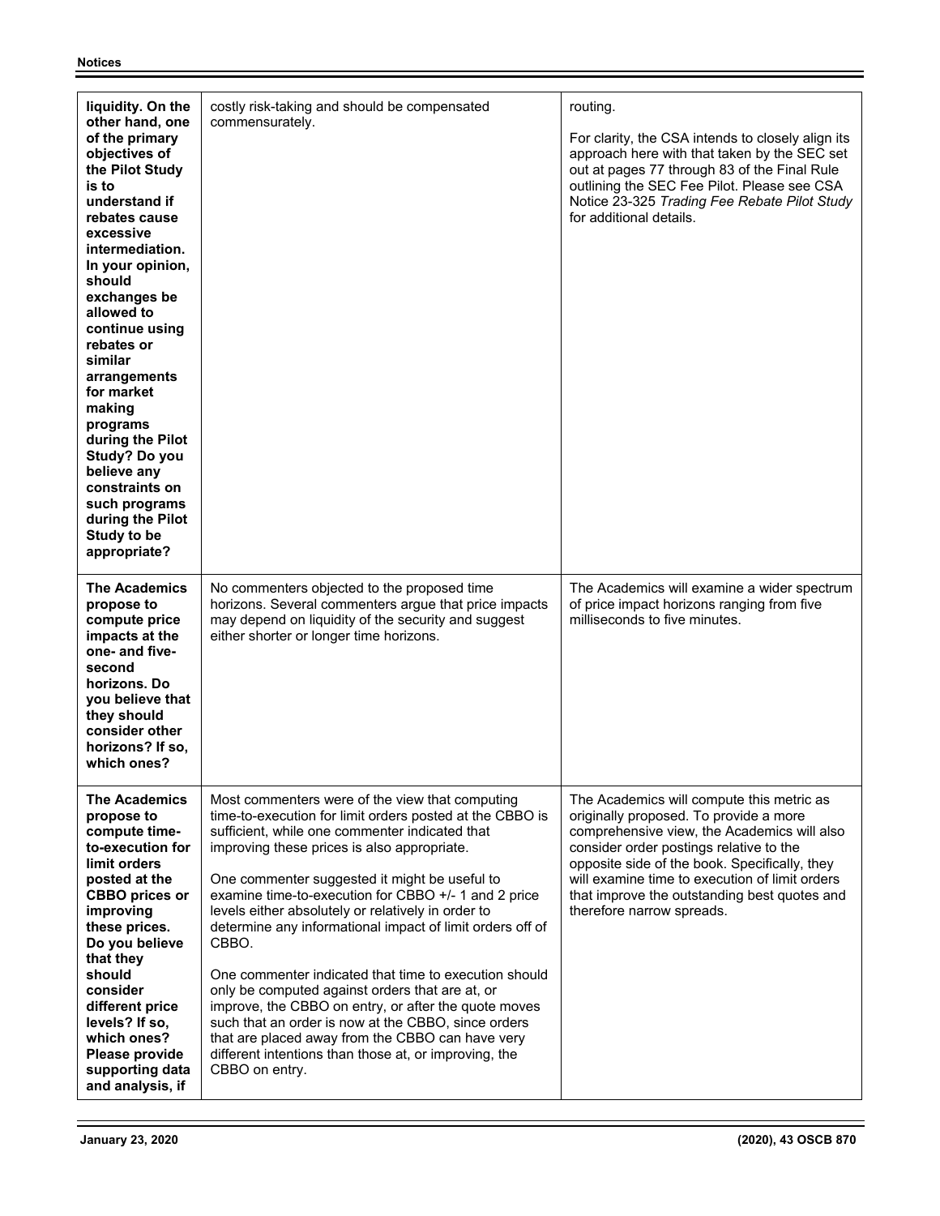| | | |
|---|---|---|
| **liquidity. On the other hand, one of the primary objectives of the Pilot Study is to understand if rebates cause excessive intermediation. In your opinion, should exchanges be allowed to continue using rebates or similar arrangements for market making programs during the Pilot Study? Do you believe any constraints on such programs during the Pilot Study to be appropriate?** | costly risk-taking and should be compensated commensurately. | routing.<br><br>For clarity, the CSA intends to closely align its approach here with that taken by the SEC set out at pages 77 through 83 of the Final Rule outlining the SEC Fee Pilot. Please see CSA Notice 23-325 *Trading Fee Rebate Pilot Study* for additional details. |
| **The Academics propose to compute price impacts at the one- and five-second horizons. Do you believe that they should consider other horizons? If so, which ones?** | No commenters objected to the proposed time horizons. Several commenters argue that price impacts may depend on liquidity of the security and suggest either shorter or longer time horizons. | The Academics will examine a wider spectrum of price impact horizons ranging from five milliseconds to five minutes. |
| **The Academics propose to compute time-to-execution for limit orders posted at the CBBO prices or improving these prices. Do you believe that they should consider different price levels? If so, which ones? Please provide supporting data and analysis, if** | Most commenters were of the view that computing time-to-execution for limit orders posted at the CBBO is sufficient, while one commenter indicated that improving these prices is also appropriate.<br><br>One commenter suggested it might be useful to examine time-to-execution for CBBO +/- 1 and 2 price levels either absolutely or relatively in order to determine any informational impact of limit orders off of CBBO.<br><br>One commenter indicated that time to execution should only be computed against orders that are at, or improve, the CBBO on entry, or after the quote moves such that an order is now at the CBBO, since orders that are placed away from the CBBO can have very different intentions than those at, or improving, the CBBO on entry. | The Academics will compute this metric as originally proposed. To provide a more comprehensive view, the Academics will also consider order postings relative to the opposite side of the book. Specifically, they will examine time to execution of limit orders that improve the outstanding best quotes and therefore narrow spreads. |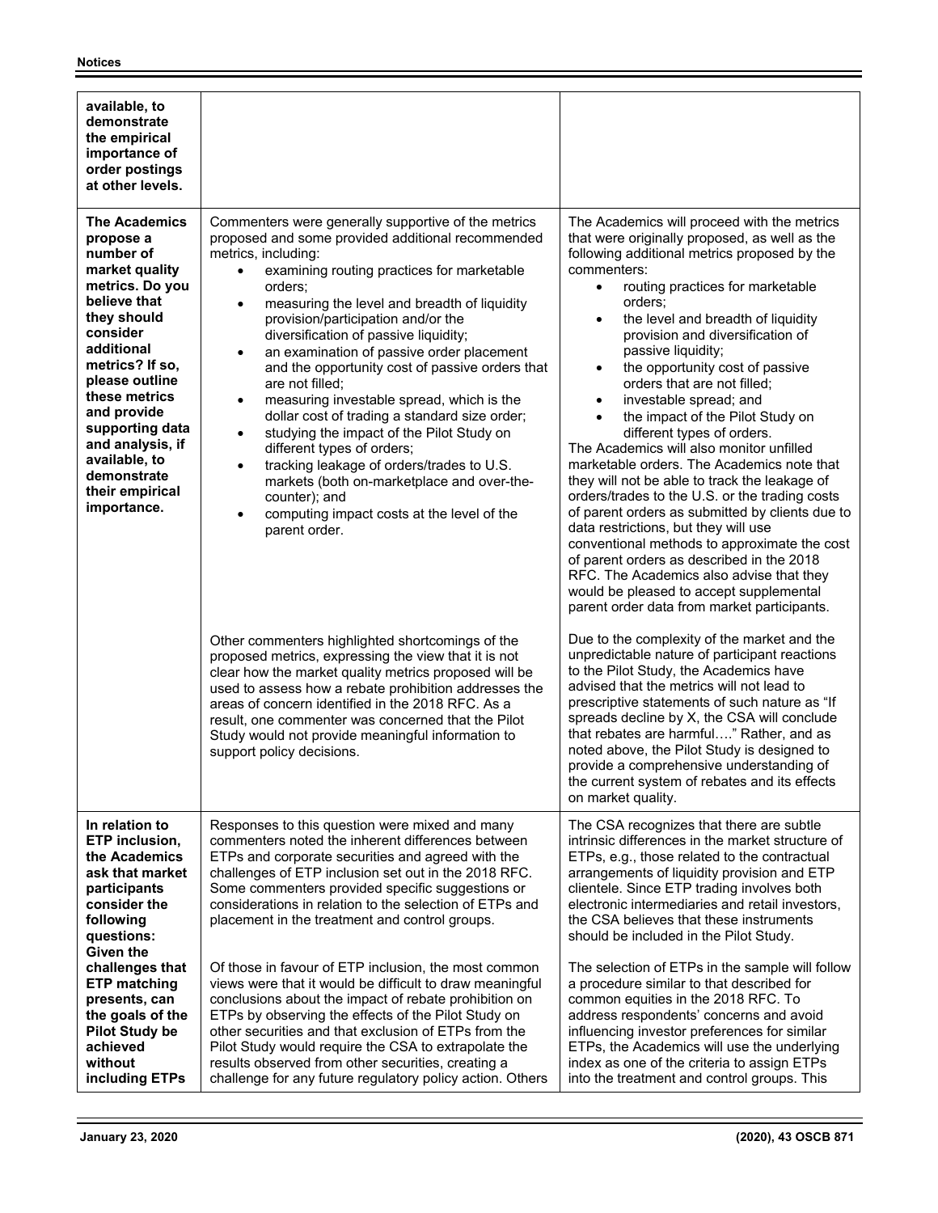| | | |
|---|---|---|
| **available, to demonstrate the empirical importance of order postings at other levels.** | | |
| **The Academics propose a number of market quality metrics. Do you believe that they should consider additional metrics? If so, please outline these metrics and provide supporting data and analysis, if available, to demonstrate their empirical importance.** | Commenters were generally supportive of the metrics proposed and some provided additional recommended metrics, including:<br>• examining routing practices for marketable orders;<br>• measuring the level and breadth of liquidity provision/participation and/or the diversification of passive liquidity;<br>• an examination of passive order placement and the opportunity cost of passive orders that are not filled;<br>• measuring investable spread, which is the dollar cost of trading a standard size order;<br>• studying the impact of the Pilot Study on different types of orders;<br>• tracking leakage of orders/trades to U.S. markets (both on-marketplace and over-the-counter); and<br>• computing impact costs at the level of the parent order.<br><br>Other commenters highlighted shortcomings of the proposed metrics, expressing the view that it is not clear how the market quality metrics proposed will be used to assess how a rebate prohibition addresses the areas of concern identified in the 2018 RFC. As a result, one commenter was concerned that the Pilot Study would not provide meaningful information to support policy decisions. | The Academics will proceed with the metrics that were originally proposed, as well as the following additional metrics proposed by the commenters:<br>• routing practices for marketable orders;<br>• the level and breadth of liquidity provision and diversification of passive liquidity;<br>• the opportunity cost of passive orders that are not filled;<br>• investable spread; and<br>• the impact of the Pilot Study on different types of orders.<br>The Academics will also monitor unfilled marketable orders. The Academics note that they will not be able to track the leakage of orders/trades to the U.S. or the trading costs of parent orders as submitted by clients due to data restrictions, but they will use conventional methods to approximate the cost of parent orders as described in the 2018 RFC. The Academics also advise that they would be pleased to accept supplemental parent order data from market participants.<br><br>Due to the complexity of the market and the unpredictable nature of participant reactions to the Pilot Study, the Academics have advised that the metrics will not lead to prescriptive statements of such nature as "If spreads decline by X, the CSA will conclude that rebates are harmful…." Rather, and as noted above, the Pilot Study is designed to provide a comprehensive understanding of the current system of rebates and its effects on market quality. |
| **In relation to ETP inclusion, the Academics ask that market participants consider the following questions: Given the challenges that ETP matching presents, can the goals of the Pilot Study be achieved without including ETPs** | Responses to this question were mixed and many commenters noted the inherent differences between ETPs and corporate securities and agreed with the challenges of ETP inclusion set out in the 2018 RFC. Some commenters provided specific suggestions or considerations in relation to the selection of ETPs and placement in the treatment and control groups.<br><br>Of those in favour of ETP inclusion, the most common views were that it would be difficult to draw meaningful conclusions about the impact of rebate prohibition on ETPs by observing the effects of the Pilot Study on other securities and that exclusion of ETPs from the Pilot Study would require the CSA to extrapolate the results observed from other securities, creating a challenge for any future regulatory policy action. Others | The CSA recognizes that there are subtle intrinsic differences in the market structure of ETPs, e.g., those related to the contractual arrangements of liquidity provision and ETP clientele. Since ETP trading involves both electronic intermediaries and retail investors, the CSA believes that these instruments should be included in the Pilot Study.<br><br>The selection of ETPs in the sample will follow a procedure similar to that described for common equities in the 2018 RFC. To address respondents' concerns and avoid influencing investor preferences for similar ETPs, the Academics will use the underlying index as one of the criteria to assign ETPs into the treatment and control groups. This |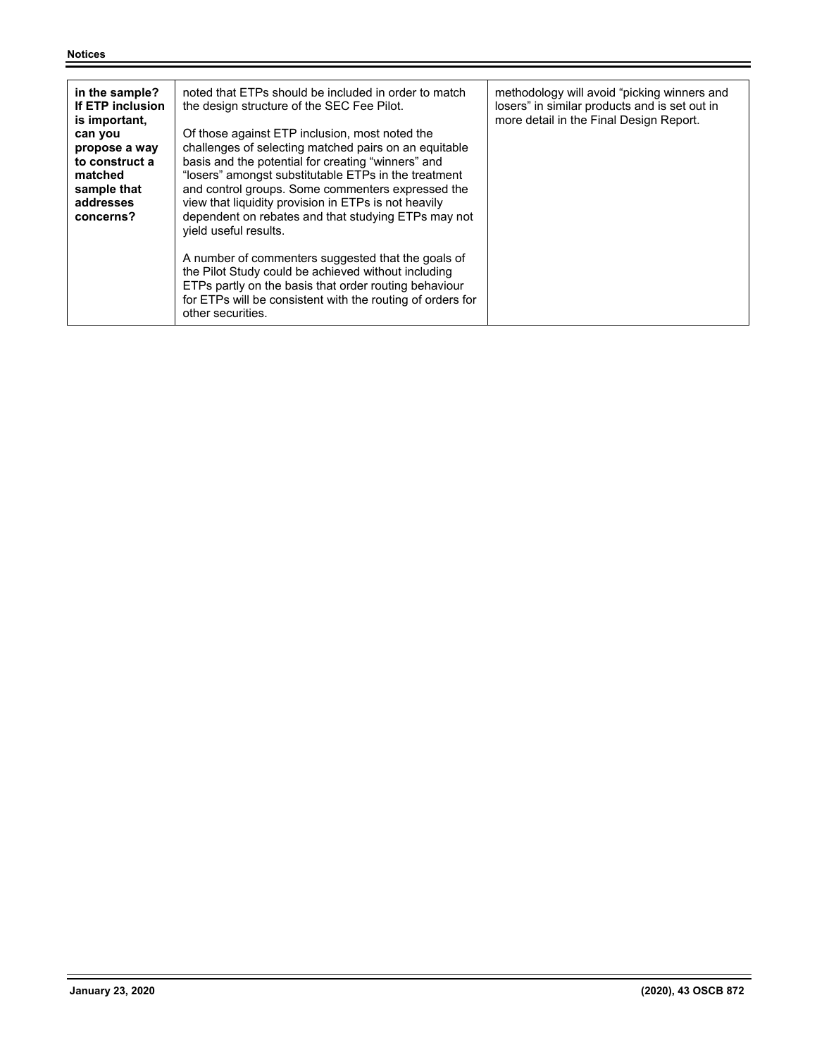| | | |
|---|---|---|
| **in the sample? If ETP inclusion is important, can you propose a way to construct a matched sample that addresses concerns?** | noted that ETPs should be included in order to match the design structure of the SEC Fee Pilot.<br><br>Of those against ETP inclusion, most noted the challenges of selecting matched pairs on an equitable basis and the potential for creating "winners" and "losers" amongst substitutable ETPs in the treatment and control groups. Some commenters expressed the view that liquidity provision in ETPs is not heavily dependent on rebates and that studying ETPs may not yield useful results.<br><br>A number of commenters suggested that the goals of the Pilot Study could be achieved without including ETPs partly on the basis that order routing behaviour for ETPs will be consistent with the routing of orders for other securities. | methodology will avoid "picking winners and losers" in similar products and is set out in more detail in the Final Design Report. |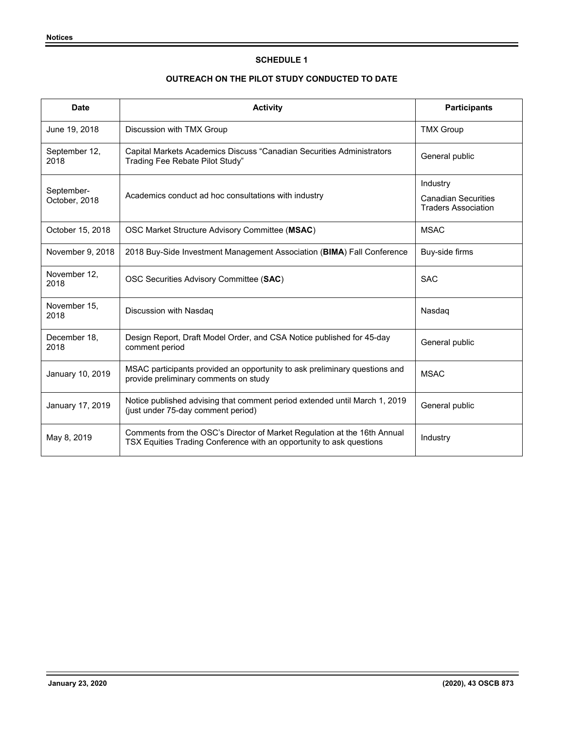## SCHEDULE 1

## OUTREACH ON THE PILOT STUDY CONDUCTED TO DATE

| Date | Activity | Participants |
| --- | --- | --- |
| June 19, 2018 | Discussion with TMX Group | TMX Group |
| September 12, 2018 | Capital Markets Academics Discuss "Canadian Securities Administrators Trading Fee Rebate Pilot Study" | General public |
| September-October, 2018 | Academics conduct ad hoc consultations with industry | Industry<br>Canadian Securities Traders Association |
| October 15, 2018 | OSC Market Structure Advisory Committee (**MSAC**) | MSAC |
| November 9, 2018 | 2018 Buy-Side Investment Management Association (**BIMA**) Fall Conference | Buy-side firms |
| November 12, 2018 | OSC Securities Advisory Committee (**SAC**) | SAC |
| November 15, 2018 | Discussion with Nasdaq | Nasdaq |
| December 18, 2018 | Design Report, Draft Model Order, and CSA Notice published for 45-day comment period | General public |
| January 10, 2019 | MSAC participants provided an opportunity to ask preliminary questions and provide preliminary comments on study | MSAC |
| January 17, 2019 | Notice published advising that comment period extended until March 1, 2019 (just under 75-day comment period) | General public |
| May 8, 2019 | Comments from the OSC's Director of Market Regulation at the 16th Annual TSX Equities Trading Conference with an opportunity to ask questions | Industry |